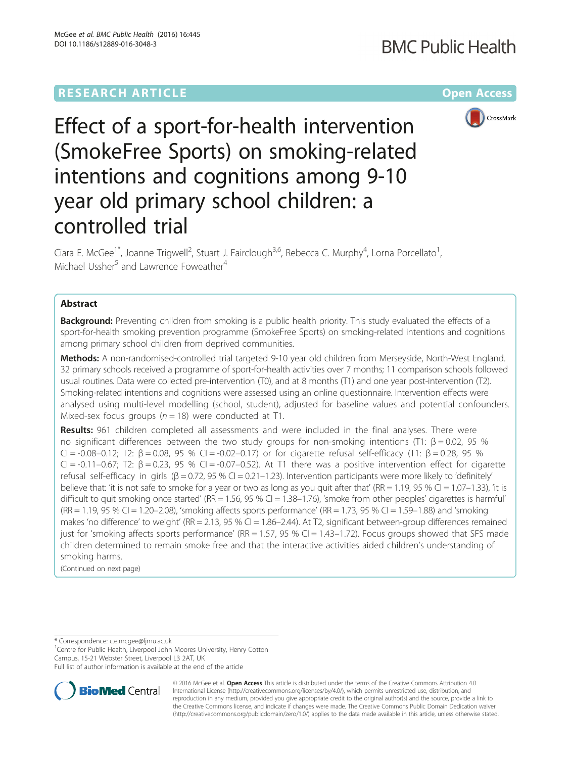# Effect of a sport-for-health intervention (SmokeFree Sports) on smoking-related intentions and cognitions among 9-10 year old primary school children: a controlled trial

**RESEARCH ARTICLE** **Open Access**

Ciara E. McGee[1*], Joanne Trigwell[2], Stuart J. Fairclough[3,6], Rebecca C. Murphy[4], Lorna Porcellato[1], Michael Ussher[5] and Lawrence Foweather[4]

## Abstract

**Background:** Preventing children from smoking is a public health priority. This study evaluated the effects of a sport-for-health smoking prevention programme (SmokeFree Sports) on smoking-related intentions and cognitions among primary school children from deprived communities.

**Methods:** A non-randomised-controlled trial targeted 9-10 year old children from Merseyside, North-West England. 32 primary schools received a programme of sport-for-health activities over 7 months; 11 comparison schools followed usual routines. Data were collected pre-intervention (T0), and at 8 months (T1) and one year post-intervention (T2). Smoking-related intentions and cognitions were assessed using an online questionnaire. Intervention effects were analysed using multi-level modelling (school, student), adjusted for baseline values and potential confounders. Mixed-sex focus groups ($n = 18$) were conducted at T1.

**Results:** 961 children completed all assessments and were included in the final analyses. There were no significant differences between the two study groups for non-smoking intentions (T1: $\beta = 0.02$, 95 % CI = -0.08–0.12; T2: $\beta = 0.08$, 95 % CI = -0.02–0.17) or for cigarette refusal self-efficacy (T1: $\beta = 0.28$, 95 % CI = -0.11–0.67; T2: $\beta = 0.23$, 95 % CI = -0.07–0.52). At T1 there was a positive intervention effect for cigarette refusal self-efficacy in girls ($\beta = 0.72$, 95 % CI = 0.21–1.23). Intervention participants were more likely to 'definitely' believe that: 'it is not safe to smoke for a year or two as long as you quit after that' (RR = 1.19, 95 % CI = 1.07–1.33), 'it is difficult to quit smoking once started' (RR = 1.56, 95 % CI = 1.38–1.76), 'smoke from other peoples' cigarettes is harmful' (RR = 1.19, 95 % CI = 1.20–2.08), 'smoking affects sports performance' (RR = 1.73, 95 % CI = 1.59–1.88) and 'smoking makes 'no difference' to weight' (RR = 2.13, 95 % CI = 1.86–2.44). At T2, significant between-group differences remained just for 'smoking affects sports performance' (RR = 1.57, 95 % CI = 1.43–1.72). Focus groups showed that SFS made children determined to remain smoke free and that the interactive activities aided children's understanding of smoking harms.

(Continued on next page)

---

\* Correspondence: c.e.mcgee@ljmu.ac.uk

[1]Centre for Public Health, Liverpool John Moores University, Henry Cotton Campus, 15-21 Webster Street, Liverpool L3 2AT, UK

Full list of author information is available at the end of the article

© 2016 McGee et al. **Open Access** This article is distributed under the terms of the Creative Commons Attribution 4.0 International License (http://creativecommons.org/licenses/by/4.0/), which permits unrestricted use, distribution, and reproduction in any medium, provided you give appropriate credit to the original author(s) and the source, provide a link to the Creative Commons license, and indicate if changes were made. The Creative Commons Public Domain Dedication waiver (http://creativecommons.org/publicdomain/zero/1.0/) applies to the data made available in this article, unless otherwise stated.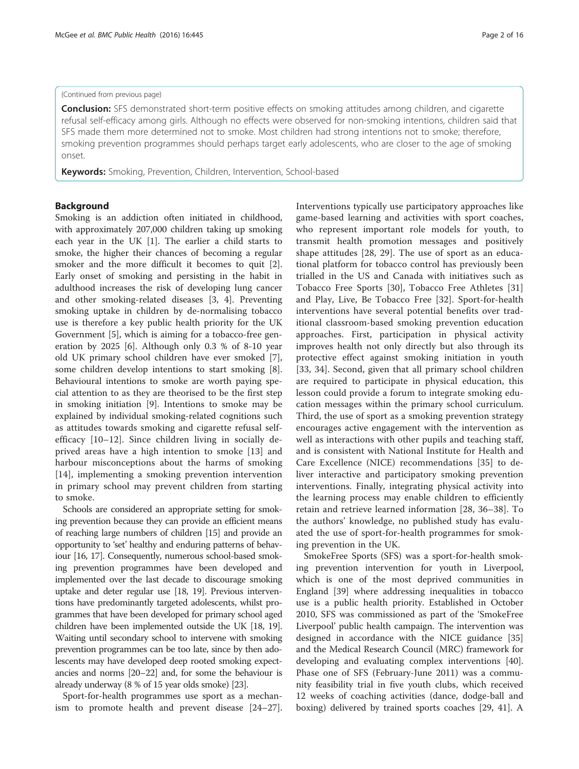(Continued from previous page)

**Conclusion:** SFS demonstrated short-term positive effects on smoking attitudes among children, and cigarette refusal self-efficacy among girls. Although no effects were observed for non-smoking intentions, children said that SFS made them more determined not to smoke. Most children had strong intentions not to smoke; therefore, smoking prevention programmes should perhaps target early adolescents, who are closer to the age of smoking onset.

**Keywords:** Smoking, Prevention, Children, Intervention, School-based

## Background

Smoking is an addiction often initiated in childhood, with approximately 207,000 children taking up smoking each year in the UK [1]. The earlier a child starts to smoke, the higher their chances of becoming a regular smoker and the more difficult it becomes to quit [2]. Early onset of smoking and persisting in the habit in adulthood increases the risk of developing lung cancer and other smoking-related diseases [3, 4]. Preventing smoking uptake in children by de-normalising tobacco use is therefore a key public health priority for the UK Government [5], which is aiming for a tobacco-free generation by 2025 [6]. Although only 0.3 % of 8-10 year old UK primary school children have ever smoked [7], some children develop intentions to start smoking [8]. Behavioural intentions to smoke are worth paying special attention to as they are theorised to be the first step in smoking initiation [9]. Intentions to smoke may be explained by individual smoking-related cognitions such as attitudes towards smoking and cigarette refusal self-efficacy [10–12]. Since children living in socially deprived areas have a high intention to smoke [13] and harbour misconceptions about the harms of smoking [14], implementing a smoking prevention intervention in primary school may prevent children from starting to smoke.

Schools are considered an appropriate setting for smoking prevention because they can provide an efficient means of reaching large numbers of children [15] and provide an opportunity to 'set' healthy and enduring patterns of behaviour [16, 17]. Consequently, numerous school-based smoking prevention programmes have been developed and implemented over the last decade to discourage smoking uptake and deter regular use [18, 19]. Previous interventions have predominantly targeted adolescents, whilst programmes that have been developed for primary school aged children have been implemented outside the UK [18, 19]. Waiting until secondary school to intervene with smoking prevention programmes can be too late, since by then adolescents may have developed deep rooted smoking expectancies and norms [20–22] and, for some the behaviour is already underway (8 % of 15 year olds smoke) [23].

Sport-for-health programmes use sport as a mechanism to promote health and prevent disease [24–27]. Interventions typically use participatory approaches like game-based learning and activities with sport coaches, who represent important role models for youth, to transmit health promotion messages and positively shape attitudes [28, 29]. The use of sport as an educational platform for tobacco control has previously been trialled in the US and Canada with initiatives such as Tobacco Free Sports [30], Tobacco Free Athletes [31] and Play, Live, Be Tobacco Free [32]. Sport-for-health interventions have several potential benefits over traditional classroom-based smoking prevention education approaches. First, participation in physical activity improves health not only directly but also through its protective effect against smoking initiation in youth [33, 34]. Second, given that all primary school children are required to participate in physical education, this lesson could provide a forum to integrate smoking education messages within the primary school curriculum. Third, the use of sport as a smoking prevention strategy encourages active engagement with the intervention as well as interactions with other pupils and teaching staff, and is consistent with National Institute for Health and Care Excellence (NICE) recommendations [35] to deliver interactive and participatory smoking prevention interventions. Finally, integrating physical activity into the learning process may enable children to efficiently retain and retrieve learned information [28, 36–38]. To the authors' knowledge, no published study has evaluated the use of sport-for-health programmes for smoking prevention in the UK.

SmokeFree Sports (SFS) was a sport-for-health smoking prevention intervention for youth in Liverpool, which is one of the most deprived communities in England [39] where addressing inequalities in tobacco use is a public health priority. Established in October 2010, SFS was commissioned as part of the 'SmokeFree Liverpool' public health campaign. The intervention was designed in accordance with the NICE guidance [35] and the Medical Research Council (MRC) framework for developing and evaluating complex interventions [40]. Phase one of SFS (February-June 2011) was a community feasibility trial in five youth clubs, which received 12 weeks of coaching activities (dance, dodge-ball and boxing) delivered by trained sports coaches [29, 41]. A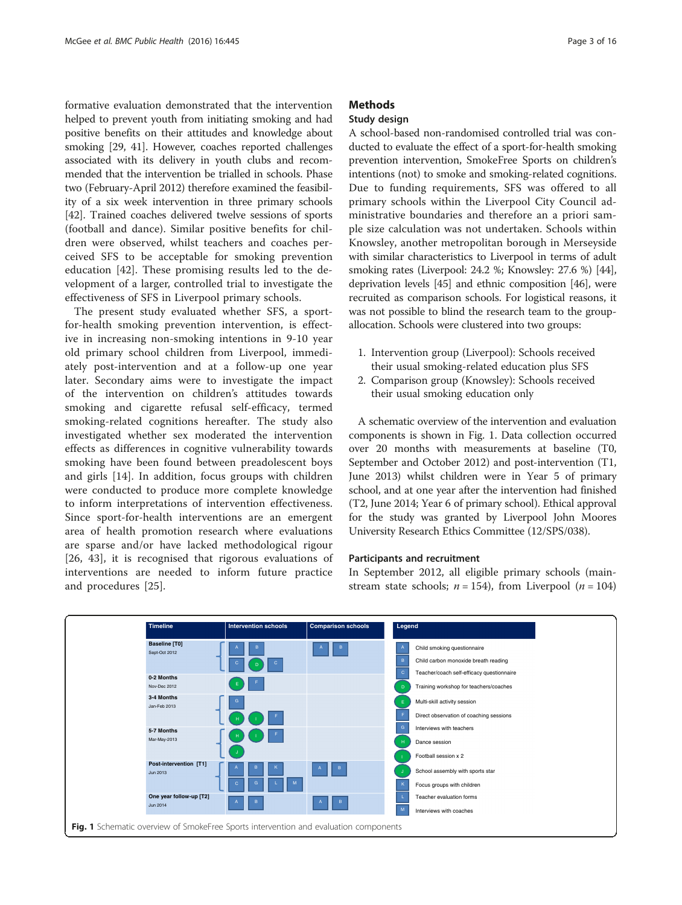formative evaluation demonstrated that the intervention helped to prevent youth from initiating smoking and had positive benefits on their attitudes and knowledge about smoking [29, 41]. However, coaches reported challenges associated with its delivery in youth clubs and recommended that the intervention be trialled in schools. Phase two (February-April 2012) therefore examined the feasibility of a six week intervention in three primary schools [42]. Trained coaches delivered twelve sessions of sports (football and dance). Similar positive benefits for children were observed, whilst teachers and coaches perceived SFS to be acceptable for smoking prevention education [42]. These promising results led to the development of a larger, controlled trial to investigate the effectiveness of SFS in Liverpool primary schools.

The present study evaluated whether SFS, a sport-for-health smoking prevention intervention, is effective in increasing non-smoking intentions in 9-10 year old primary school children from Liverpool, immediately post-intervention and at a follow-up one year later. Secondary aims were to investigate the impact of the intervention on children's attitudes towards smoking and cigarette refusal self-efficacy, termed smoking-related cognitions hereafter. The study also investigated whether sex moderated the intervention effects as differences in cognitive vulnerability towards smoking have been found between preadolescent boys and girls [14]. In addition, focus groups with children were conducted to produce more complete knowledge to inform interpretations of intervention effectiveness. Since sport-for-health interventions are an emergent area of health promotion research where evaluations are sparse and/or have lacked methodological rigour [26, 43], it is recognised that rigorous evaluations of interventions are needed to inform future practice and procedures [25].

## Methods

### Study design

A school-based non-randomised controlled trial was conducted to evaluate the effect of a sport-for-health smoking prevention intervention, SmokeFree Sports on children's intentions (not) to smoke and smoking-related cognitions. Due to funding requirements, SFS was offered to all primary schools within the Liverpool City Council administrative boundaries and therefore an a priori sample size calculation was not undertaken. Schools within Knowsley, another metropolitan borough in Merseyside with similar characteristics to Liverpool in terms of adult smoking rates (Liverpool: 24.2 %; Knowsley: 27.6 %) [44], deprivation levels [45] and ethnic composition [46], were recruited as comparison schools. For logistical reasons, it was not possible to blind the research team to the group-allocation. Schools were clustered into two groups:

1. Intervention group (Liverpool): Schools received their usual smoking-related education plus SFS
2. Comparison group (Knowsley): Schools received their usual smoking education only

A schematic overview of the intervention and evaluation components is shown in Fig. 1. Data collection occurred over 20 months with measurements at baseline (T0, September and October 2012) and post-intervention (T1, June 2013) whilst children were in Year 5 of primary school, and at one year after the intervention had finished (T2, June 2014; Year 6 of primary school). Ethical approval for the study was granted by Liverpool John Moores University Research Ethics Committee (12/SPS/038).

### Participants and recruitment

In September 2012, all eligible primary schools (mainstream state schools; $n = 154$), from Liverpool ($n = 104$)

| Timeline | Intervention schools | Comparison schools |
|---|---|---|
| Baseline [T0] Sept-Oct 2012 | A, B, C, D, C | A, B |
| 0-2 Months Nov-Dec 2012 | E, F | |
| 3-4 Months Jan-Feb 2013 | G, H, I, F | |
| 5-7 Months Mar-May-2013 | H, I, F, J | |
| Post-intervention [T1] Jun 2013 | A, B, K, C, G, L, M | A, B |
| One year follow-up [T2] Jun 2014 | A, B | A, B |

Legend:
- A: Child smoking questionnaire
- B: Child carbon monoxide breath reading
- C: Teacher/coach self-efficacy questionnaire
- D: Training workshop for teachers/coaches
- E: Multi-skill activity session
- F: Direct observation of coaching sessions
- G: Interviews with teachers
- H: Dance session
- I: Football session x 2
- J: School assembly with sports star
- K: Focus groups with children
- L: Teacher evaluation forms
- M: Interviews with coaches

**Fig. 1** Schematic overview of SmokeFree Sports intervention and evaluation components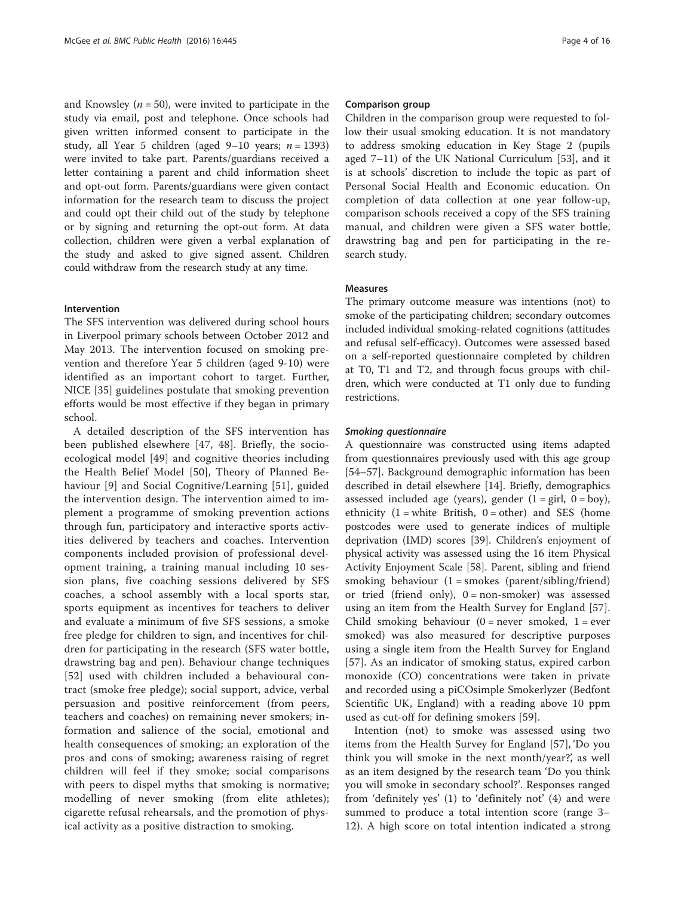and Knowsley ($n = 50$), were invited to participate in the study via email, post and telephone. Once schools had given written informed consent to participate in the study, all Year 5 children (aged 9–10 years; $n = 1393$) were invited to take part. Parents/guardians received a letter containing a parent and child information sheet and opt-out form. Parents/guardians were given contact information for the research team to discuss the project and could opt their child out of the study by telephone or by signing and returning the opt-out form. At data collection, children were given a verbal explanation of the study and asked to give signed assent. Children could withdraw from the research study at any time.

### Intervention

The SFS intervention was delivered during school hours in Liverpool primary schools between October 2012 and May 2013. The intervention focused on smoking prevention and therefore Year 5 children (aged 9-10) were identified as an important cohort to target. Further, NICE [35] guidelines postulate that smoking prevention efforts would be most effective if they began in primary school.

A detailed description of the SFS intervention has been published elsewhere [47, 48]. Briefly, the socio-ecological model [49] and cognitive theories including the Health Belief Model [50], Theory of Planned Behaviour [9] and Social Cognitive/Learning [51], guided the intervention design. The intervention aimed to implement a programme of smoking prevention actions through fun, participatory and interactive sports activities delivered by teachers and coaches. Intervention components included provision of professional development training, a training manual including 10 session plans, five coaching sessions delivered by SFS coaches, a school assembly with a local sports star, sports equipment as incentives for teachers to deliver and evaluate a minimum of five SFS sessions, a smoke free pledge for children to sign, and incentives for children for participating in the research (SFS water bottle, drawstring bag and pen). Behaviour change techniques [52] used with children included a behavioural contract (smoke free pledge); social support, advice, verbal persuasion and positive reinforcement (from peers, teachers and coaches) on remaining never smokers; information and salience of the social, emotional and health consequences of smoking; an exploration of the pros and cons of smoking; awareness raising of regret children will feel if they smoke; social comparisons with peers to dispel myths that smoking is normative; modelling of never smoking (from elite athletes); cigarette refusal rehearsals, and the promotion of physical activity as a positive distraction to smoking.

### Comparison group

Children in the comparison group were requested to follow their usual smoking education. It is not mandatory to address smoking education in Key Stage 2 (pupils aged 7–11) of the UK National Curriculum [53], and it is at schools' discretion to include the topic as part of Personal Social Health and Economic education. On completion of data collection at one year follow-up, comparison schools received a copy of the SFS training manual, and children were given a SFS water bottle, drawstring bag and pen for participating in the research study.

### Measures

The primary outcome measure was intentions (not) to smoke of the participating children; secondary outcomes included individual smoking-related cognitions (attitudes and refusal self-efficacy). Outcomes were assessed based on a self-reported questionnaire completed by children at T0, T1 and T2, and through focus groups with children, which were conducted at T1 only due to funding restrictions.

#### *Smoking questionnaire*

A questionnaire was constructed using items adapted from questionnaires previously used with this age group [54–57]. Background demographic information has been described in detail elsewhere [14]. Briefly, demographics assessed included age (years), gender (1 = girl, 0 = boy), ethnicity (1 = white British, 0 = other) and SES (home postcodes were used to generate indices of multiple deprivation (IMD) scores [39]. Children's enjoyment of physical activity was assessed using the 16 item Physical Activity Enjoyment Scale [58]. Parent, sibling and friend smoking behaviour (1 = smokes (parent/sibling/friend) or tried (friend only), 0 = non-smoker) was assessed using an item from the Health Survey for England [57]. Child smoking behaviour (0 = never smoked, 1 = ever smoked) was also measured for descriptive purposes using a single item from the Health Survey for England [57]. As an indicator of smoking status, expired carbon monoxide (CO) concentrations were taken in private and recorded using a piCOsimple Smokerlyzer (Bedfont Scientific UK, England) with a reading above 10 ppm used as cut-off for defining smokers [59].

Intention (not) to smoke was assessed using two items from the Health Survey for England [57], 'Do you think you will smoke in the next month/year?', as well as an item designed by the research team 'Do you think you will smoke in secondary school?'. Responses ranged from 'definitely yes' (1) to 'definitely not' (4) and were summed to produce a total intention score (range 3–12). A high score on total intention indicated a strong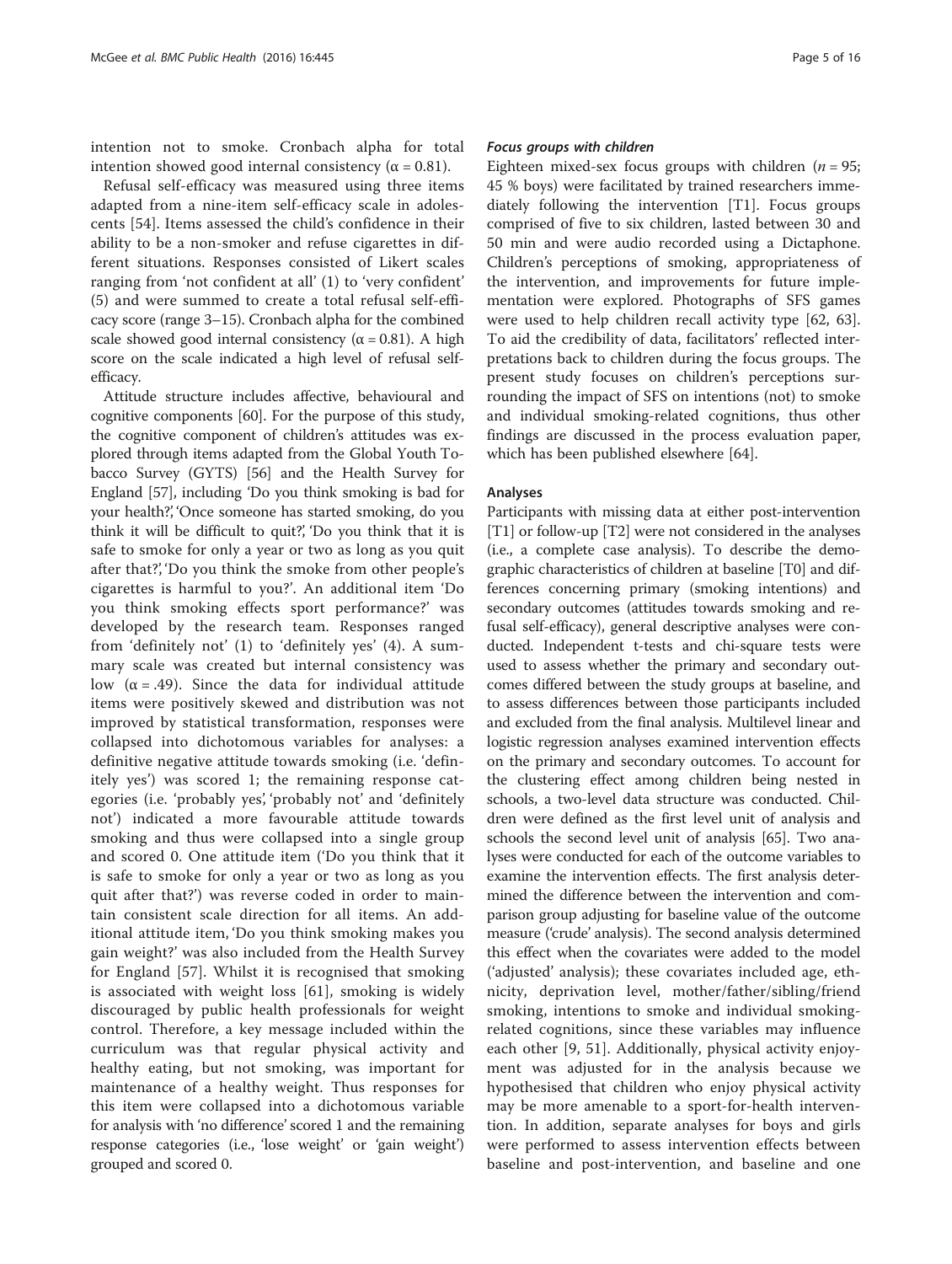intention not to smoke. Cronbach alpha for total intention showed good internal consistency ($\alpha = 0.81$).

Refusal self-efficacy was measured using three items adapted from a nine-item self-efficacy scale in adolescents [54]. Items assessed the child's confidence in their ability to be a non-smoker and refuse cigarettes in different situations. Responses consisted of Likert scales ranging from 'not confident at all' (1) to 'very confident' (5) and were summed to create a total refusal self-efficacy score (range 3–15). Cronbach alpha for the combined scale showed good internal consistency ($\alpha = 0.81$). A high score on the scale indicated a high level of refusal self-efficacy.

Attitude structure includes affective, behavioural and cognitive components [60]. For the purpose of this study, the cognitive component of children's attitudes was explored through items adapted from the Global Youth Tobacco Survey (GYTS) [56] and the Health Survey for England [57], including 'Do you think smoking is bad for your health?', 'Once someone has started smoking, do you think it will be difficult to quit?', 'Do you think that it is safe to smoke for only a year or two as long as you quit after that?', 'Do you think the smoke from other people's cigarettes is harmful to you?'. An additional item 'Do you think smoking effects sport performance?' was developed by the research team. Responses ranged from 'definitely not' (1) to 'definitely yes' (4). A summary scale was created but internal consistency was low ($\alpha = .49$). Since the data for individual attitude items were positively skewed and distribution was not improved by statistical transformation, responses were collapsed into dichotomous variables for analyses: a definitive negative attitude towards smoking (i.e. 'definitely yes') was scored 1; the remaining response categories (i.e. 'probably yes', 'probably not' and 'definitely not') indicated a more favourable attitude towards smoking and thus were collapsed into a single group and scored 0. One attitude item ('Do you think that it is safe to smoke for only a year or two as long as you quit after that?') was reverse coded in order to maintain consistent scale direction for all items. An additional attitude item, 'Do you think smoking makes you gain weight?' was also included from the Health Survey for England [57]. Whilst it is recognised that smoking is associated with weight loss [61], smoking is widely discouraged by public health professionals for weight control. Therefore, a key message included within the curriculum was that regular physical activity and healthy eating, but not smoking, was important for maintenance of a healthy weight. Thus responses for this item were collapsed into a dichotomous variable for analysis with 'no difference' scored 1 and the remaining response categories (i.e., 'lose weight' or 'gain weight') grouped and scored 0.

#### *Focus groups with children*

Eighteen mixed-sex focus groups with children ($n = 95$; 45 % boys) were facilitated by trained researchers immediately following the intervention [T1]. Focus groups comprised of five to six children, lasted between 30 and 50 min and were audio recorded using a Dictaphone. Children's perceptions of smoking, appropriateness of the intervention, and improvements for future implementation were explored. Photographs of SFS games were used to help children recall activity type [62, 63]. To aid the credibility of data, facilitators' reflected interpretations back to children during the focus groups. The present study focuses on children's perceptions surrounding the impact of SFS on intentions (not) to smoke and individual smoking-related cognitions, thus other findings are discussed in the process evaluation paper, which has been published elsewhere [64].

### Analyses

Participants with missing data at either post-intervention [T1] or follow-up [T2] were not considered in the analyses (i.e., a complete case analysis). To describe the demographic characteristics of children at baseline [T0] and differences concerning primary (smoking intentions) and secondary outcomes (attitudes towards smoking and refusal self-efficacy), general descriptive analyses were conducted. Independent t-tests and chi-square tests were used to assess whether the primary and secondary outcomes differed between the study groups at baseline, and to assess differences between those participants included and excluded from the final analysis. Multilevel linear and logistic regression analyses examined intervention effects on the primary and secondary outcomes. To account for the clustering effect among children being nested in schools, a two-level data structure was conducted. Children were defined as the first level unit of analysis and schools the second level unit of analysis [65]. Two analyses were conducted for each of the outcome variables to examine the intervention effects. The first analysis determined the difference between the intervention and comparison group adjusting for baseline value of the outcome measure ('crude' analysis). The second analysis determined this effect when the covariates were added to the model ('adjusted' analysis); these covariates included age, ethnicity, deprivation level, mother/father/sibling/friend smoking, intentions to smoke and individual smoking-related cognitions, since these variables may influence each other [9, 51]. Additionally, physical activity enjoyment was adjusted for in the analysis because we hypothesised that children who enjoy physical activity may be more amenable to a sport-for-health intervention. In addition, separate analyses for boys and girls were performed to assess intervention effects between baseline and post-intervention, and baseline and one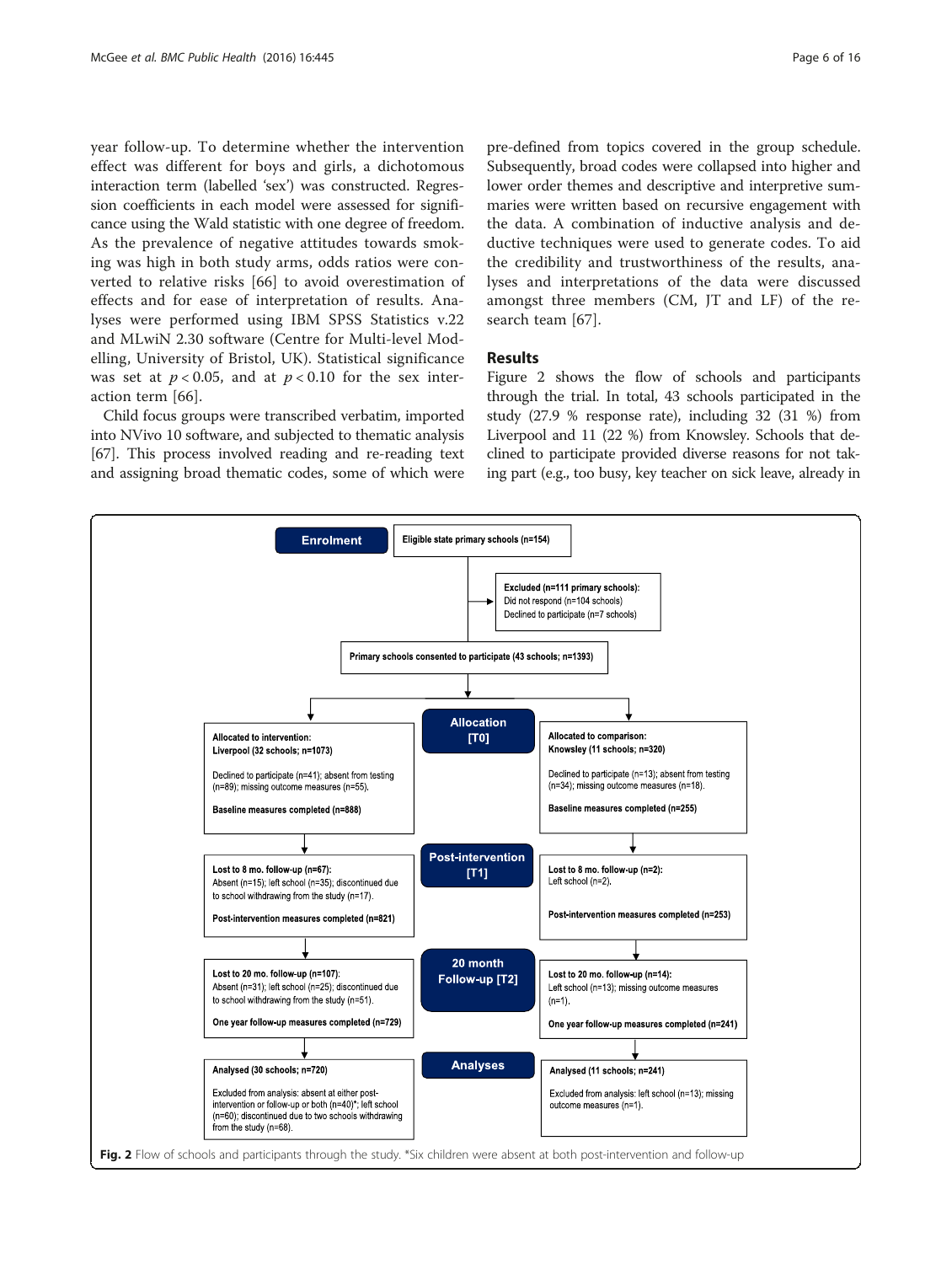year follow-up. To determine whether the intervention effect was different for boys and girls, a dichotomous interaction term (labelled 'sex') was constructed. Regression coefficients in each model were assessed for significance using the Wald statistic with one degree of freedom. As the prevalence of negative attitudes towards smoking was high in both study arms, odds ratios were converted to relative risks [66] to avoid overestimation of effects and for ease of interpretation of results. Analyses were performed using IBM SPSS Statistics v.22 and MLwiN 2.30 software (Centre for Multi-level Modelling, University of Bristol, UK). Statistical significance was set at $p < 0.05$, and at $p < 0.10$ for the sex interaction term [66].

Child focus groups were transcribed verbatim, imported into NVivo 10 software, and subjected to thematic analysis [67]. This process involved reading and re-reading text and assigning broad thematic codes, some of which were pre-defined from topics covered in the group schedule. Subsequently, broad codes were collapsed into higher and lower order themes and descriptive and interpretive summaries were written based on recursive engagement with the data. A combination of inductive analysis and deductive techniques were used to generate codes. To aid the credibility and trustworthiness of the results, analyses and interpretations of the data were discussed amongst three members (CM, JT and LF) of the research team [67].

## Results

Figure 2 shows the flow of schools and participants through the trial. In total, 43 schools participated in the study (27.9 % response rate), including 32 (31 %) from Liverpool and 11 (22 %) from Knowsley. Schools that declined to participate provided diverse reasons for not taking part (e.g., too busy, key teacher on sick leave, already in

**Enrolment**

Eligible state primary schools (n=154)

Excluded (n=111 primary schools):
Did not respond (n=104 schools)
Declined to participate (n=7 schools)

Primary schools consented to participate (43 schools; n=1393)

**Allocation [T0]**

| Intervention | Comparison |
| --- | --- |
| Allocated to intervention: Liverpool (32 schools; n=1073)<br>Declined to participate (n=41); absent from testing (n=89); missing outcome measures (n=55).<br>Baseline measures completed (n=888) | Allocated to comparison: Knowsley (11 schools; n=320)<br>Declined to participate (n=13); absent from testing (n=34); missing outcome measures (n=18).<br>Baseline measures completed (n=255) |

**Post-intervention [T1]**

| Intervention | Comparison |
| --- | --- |
| Lost to 8 mo. follow-up (n=67): Absent (n=15); left school (n=35); discontinued due to school withdrawing from the study (n=17).<br>Post-intervention measures completed (n=821) | Lost to 8 mo. follow-up (n=2): Left school (n=2).<br>Post-intervention measures completed (n=253) |

**20 month Follow-up [T2]**

| Intervention | Comparison |
| --- | --- |
| Lost to 20 mo. follow-up (n=107): Absent (n=31); left school (n=25); discontinued due to school withdrawing from the study (n=51).<br>One year follow-up measures completed (n=729) | Lost to 20 mo. follow-up (n=14): Left school (n=13); missing outcome measures (n=1).<br>One year follow-up measures completed (n=241) |

**Analyses**

| Intervention | Comparison |
| --- | --- |
| Analysed (30 schools; n=720)<br>Excluded from analysis: absent at either post-intervention or follow-up or both (n=40)*; left school (n=60); discontinued due to two schools withdrawing from the study (n=68). | Analysed (11 schools; n=241)<br>Excluded from analysis: left school (n=13); missing outcome measures (n=1). |

**Fig. 2** Flow of schools and participants through the study. *Six children were absent at both post-intervention and follow-up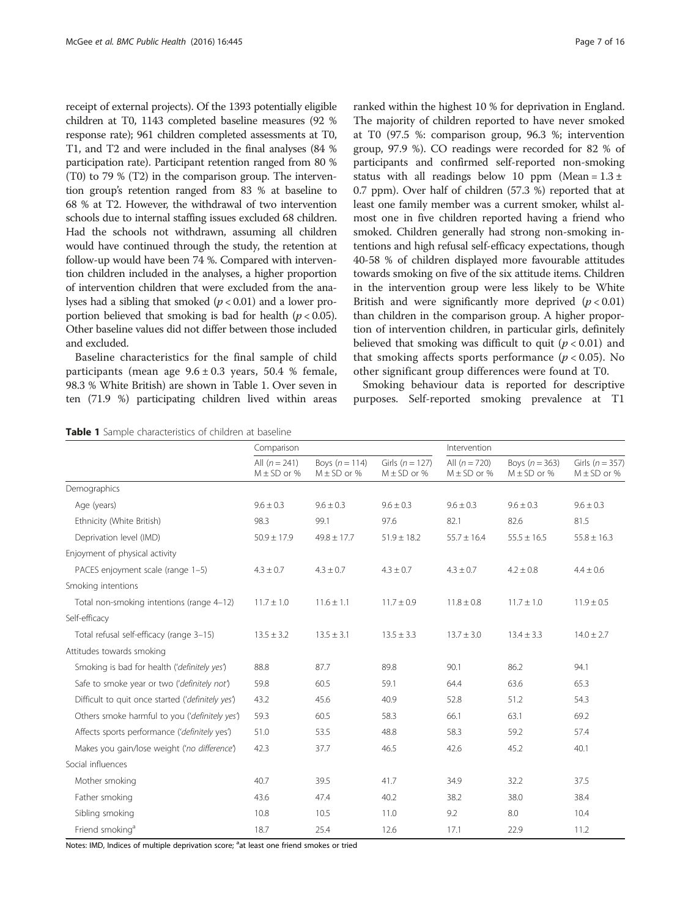receipt of external projects). Of the 1393 potentially eligible children at T0, 1143 completed baseline measures (92 % response rate); 961 children completed assessments at T0, T1, and T2 and were included in the final analyses (84 % participation rate). Participant retention ranged from 80 % (T0) to 79 % (T2) in the comparison group. The intervention group's retention ranged from 83 % at baseline to 68 % at T2. However, the withdrawal of two intervention schools due to internal staffing issues excluded 68 children. Had the schools not withdrawn, assuming all children would have continued through the study, the retention at follow-up would have been 74 %. Compared with intervention children included in the analyses, a higher proportion of intervention children that were excluded from the analyses had a sibling that smoked ($p < 0.01$) and a lower proportion believed that smoking is bad for health ($p < 0.05$). Other baseline values did not differ between those included and excluded.

Baseline characteristics for the final sample of child participants (mean age $9.6 \pm 0.3$ years, 50.4 % female, 98.3 % White British) are shown in Table 1. Over seven in ten (71.9 %) participating children lived within areas ranked within the highest 10 % for deprivation in England. The majority of children reported to have never smoked at T0 (97.5 %: comparison group, 96.3 %; intervention group, 97.9 %). CO readings were recorded for 82 % of participants and confirmed self-reported non-smoking status with all readings below 10 ppm (Mean = $1.3 \pm 0.7$ ppm). Over half of children (57.3 %) reported that at least one family member was a current smoker, whilst almost one in five children reported having a friend who smoked. Children generally had strong non-smoking intentions and high refusal self-efficacy expectations, though 40-58 % of children displayed more favourable attitudes towards smoking on five of the six attitude items. Children in the intervention group were less likely to be White British and were significantly more deprived ($p < 0.01$) than children in the comparison group. A higher proportion of intervention children, in particular girls, definitely believed that smoking was difficult to quit ($p < 0.01$) and that smoking affects sports performance ($p < 0.05$). No other significant group differences were found at T0.

Smoking behaviour data is reported for descriptive purposes. Self-reported smoking prevalence at T1

**Table 1** Sample characteristics of children at baseline

| | Comparison | | | Intervention | | |
|---|---|---|---|---|---|---|
| | All ($n = 241$) M ± SD or % | Boys ($n = 114$) M ± SD or % | Girls ($n = 127$) M ± SD or % | All ($n = 720$) M ± SD or % | Boys ($n = 363$) M ± SD or % | Girls ($n = 357$) M ± SD or % |
| Demographics | | | | | | |
| Age (years) | 9.6 ± 0.3 | 9.6 ± 0.3 | 9.6 ± 0.3 | 9.6 ± 0.3 | 9.6 ± 0.3 | 9.6 ± 0.3 |
| Ethnicity (White British) | 98.3 | 99.1 | 97.6 | 82.1 | 82.6 | 81.5 |
| Deprivation level (IMD) | 50.9 ± 17.9 | 49.8 ± 17.7 | 51.9 ± 18.2 | 55.7 ± 16.4 | 55.5 ± 16.5 | 55.8 ± 16.3 |
| Enjoyment of physical activity | | | | | | |
| PACES enjoyment scale (range 1–5) | 4.3 ± 0.7 | 4.3 ± 0.7 | 4.3 ± 0.7 | 4.3 ± 0.7 | 4.2 ± 0.8 | 4.4 ± 0.6 |
| Smoking intentions | | | | | | |
| Total non-smoking intentions (range 4–12) | 11.7 ± 1.0 | 11.6 ± 1.1 | 11.7 ± 0.9 | 11.8 ± 0.8 | 11.7 ± 1.0 | 11.9 ± 0.5 |
| Self-efficacy | | | | | | |
| Total refusal self-efficacy (range 3–15) | 13.5 ± 3.2 | 13.5 ± 3.1 | 13.5 ± 3.3 | 13.7 ± 3.0 | 13.4 ± 3.3 | 14.0 ± 2.7 |
| Attitudes towards smoking | | | | | | |
| Smoking is bad for health ('*definitely yes*') | 88.8 | 87.7 | 89.8 | 90.1 | 86.2 | 94.1 |
| Safe to smoke year or two ('*definitely not*') | 59.8 | 60.5 | 59.1 | 64.4 | 63.6 | 65.3 |
| Difficult to quit once started ('*definitely yes*') | 43.2 | 45.6 | 40.9 | 52.8 | 51.2 | 54.3 |
| Others smoke harmful to you ('*definitely yes*') | 59.3 | 60.5 | 58.3 | 66.1 | 63.1 | 69.2 |
| Affects sports performance ('*definitely yes*') | 51.0 | 53.5 | 48.8 | 58.3 | 59.2 | 57.4 |
| Makes you gain/lose weight ('*no difference*') | 42.3 | 37.7 | 46.5 | 42.6 | 45.2 | 40.1 |
| Social influences | | | | | | |
| Mother smoking | 40.7 | 39.5 | 41.7 | 34.9 | 32.2 | 37.5 |
| Father smoking | 43.6 | 47.4 | 40.2 | 38.2 | 38.0 | 38.4 |
| Sibling smoking | 10.8 | 10.5 | 11.0 | 9.2 | 8.0 | 10.4 |
| Friend smoking[a] | 18.7 | 25.4 | 12.6 | 17.1 | 22.9 | 11.2 |

Notes: IMD, Indices of multiple deprivation score; [a]at least one friend smokes or tried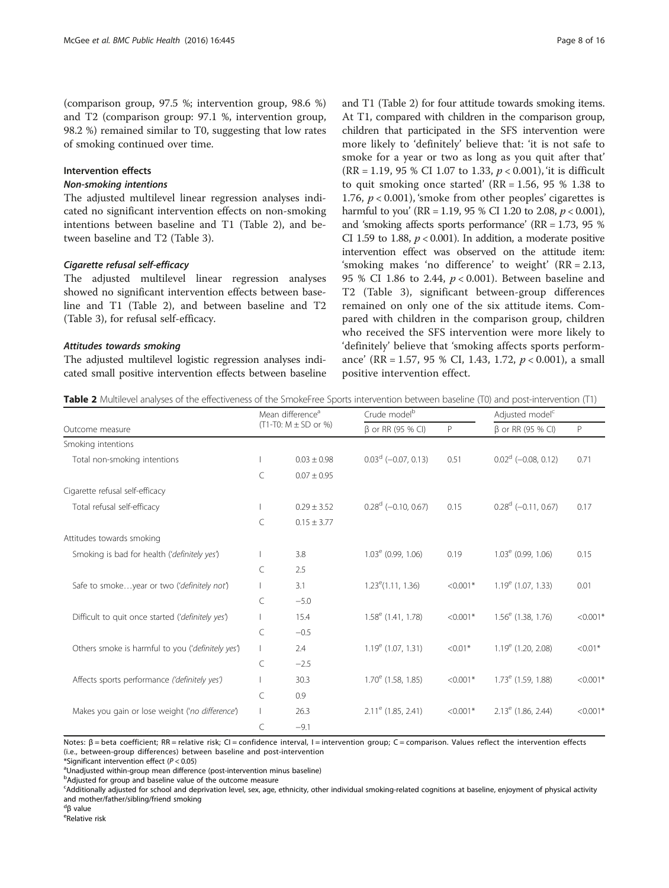(comparison group, 97.5 %; intervention group, 98.6 %) and T2 (comparison group: 97.1 %, intervention group, 98.2 %) remained similar to T0, suggesting that low rates of smoking continued over time.

### Intervention effects

#### *Non-smoking intentions*

The adjusted multilevel linear regression analyses indicated no significant intervention effects on non-smoking intentions between baseline and T1 (Table 2), and between baseline and T2 (Table 3).

#### *Cigarette refusal self-efficacy*

The adjusted multilevel linear regression analyses showed no significant intervention effects between baseline and T1 (Table 2), and between baseline and T2 (Table 3), for refusal self-efficacy.

#### *Attitudes towards smoking*

The adjusted multilevel logistic regression analyses indicated small positive intervention effects between baseline and T1 (Table 2) for four attitude towards smoking items. At T1, compared with children in the comparison group, children that participated in the SFS intervention were more likely to 'definitely' believe that: 'it is not safe to smoke for a year or two as long as you quit after that' (RR = 1.19, 95 % CI 1.07 to 1.33, $p < 0.001$), 'it is difficult to quit smoking once started' (RR = 1.56, 95 % 1.38 to 1.76, $p < 0.001$), 'smoke from other peoples' cigarettes is harmful to you' (RR = 1.19, 95 % CI 1.20 to 2.08, $p < 0.001$), and 'smoking affects sports performance' (RR = 1.73, 95 % CI 1.59 to 1.88, $p < 0.001$). In addition, a moderate positive intervention effect was observed on the attitude item: 'smoking makes 'no difference' to weight' (RR = 2.13, 95 % CI 1.86 to 2.44, $p < 0.001$). Between baseline and T2 (Table 3), significant between-group differences remained on only one of the six attitude items. Compared with children in the comparison group, children who received the SFS intervention were more likely to 'definitely' believe that 'smoking affects sports performance' (RR = 1.57, 95 % CI, 1.43, 1.72, $p < 0.001$), a small positive intervention effect.

**Table 2** Multilevel analyses of the effectiveness of the SmokeFree Sports intervention between baseline (T0) and post-intervention (T1)

| Outcome measure | Mean difference[a] (T1-T0: M ± SD or %) | | Crude model[b] | | Adjusted model[c] | |
|---|---|---|---|---|---|---|
| | | | β or RR (95 % CI) | P | β or RR (95 % CI) | P |
| Smoking intentions | | | | | | |
| Total non-smoking intentions | I | 0.03 ± 0.98 | 0.03[d] (−0.07, 0.13) | 0.51 | 0.02[d] (−0.08, 0.12) | 0.71 |
| | C | 0.07 ± 0.95 | | | | |
| Cigarette refusal self-efficacy | | | | | | |
| Total refusal self-efficacy | I | 0.29 ± 3.52 | 0.28[d] (−0.10, 0.67) | 0.15 | 0.28[d] (−0.11, 0.67) | 0.17 |
| | C | 0.15 ± 3.77 | | | | |
| Attitudes towards smoking | | | | | | |
| Smoking is bad for health (*'definitely yes'*) | I | 3.8 | 1.03[e] (0.99, 1.06) | 0.19 | 1.03[e] (0.99, 1.06) | 0.15 |
| | C | 2.5 | | | | |
| Safe to smoke…year or two (*'definitely not'*) | I | 3.1 | 1.23[e] (1.11, 1.36) | <0.001* | 1.19[e] (1.07, 1.33) | 0.01 |
| | C | −5.0 | | | | |
| Difficult to quit once started (*'definitely yes'*) | I | 15.4 | 1.58[e] (1.41, 1.78) | <0.001* | 1.56[e] (1.38, 1.76) | <0.001* |
| | C | −0.5 | | | | |
| Others smoke is harmful to you (*'definitely yes'*) | I | 2.4 | 1.19[e] (1.07, 1.31) | <0.01* | 1.19[e] (1.20, 2.08) | <0.01* |
| | C | −2.5 | | | | |
| Affects sports performance (*'definitely yes'*) | I | 30.3 | 1.70[e] (1.58, 1.85) | <0.001* | 1.73[e] (1.59, 1.88) | <0.001* |
| | C | 0.9 | | | | |
| Makes you gain or lose weight (*'no difference'*) | I | 26.3 | 2.11[e] (1.85, 2.41) | <0.001* | 2.13[e] (1.86, 2.44) | <0.001* |
| | C | −9.1 | | | | |

Notes: β = beta coefficient; RR = relative risk; CI = confidence interval, I = intervention group; C = comparison. Values reflect the intervention effects (i.e., between-group differences) between baseline and post-intervention

*Significant intervention effect ($P < 0.05$)

[a]Unadjusted within-group mean difference (post-intervention minus baseline)

[b]Adjusted for group and baseline value of the outcome measure

[c]Additionally adjusted for school and deprivation level, sex, age, ethnicity, other individual smoking-related cognitions at baseline, enjoyment of physical activity and mother/father/sibling/friend smoking

[d]β value

[e]Relative risk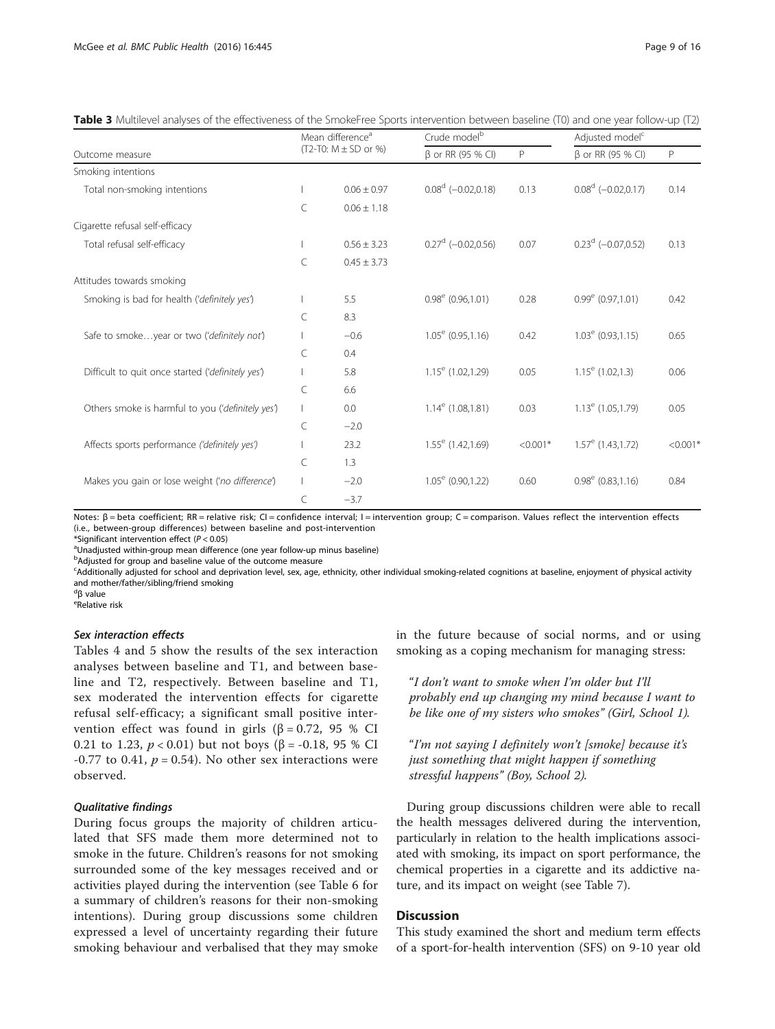**Table 3** Multilevel analyses of the effectiveness of the SmokeFree Sports intervention between baseline (T0) and one year follow-up (T2)

| Outcome measure | | Mean difference[a] (T2-T0: M ± SD or %) | Crude model[b] | | Adjusted model[c] | |
|---|---|---|---|---|---|---|
| | | | β or RR (95 % CI) | P | β or RR (95 % CI) | P |
| Smoking intentions | | | | | | |
| Total non-smoking intentions | I | 0.06 ± 0.97 | 0.08[d] (−0.02,0.18) | 0.13 | 0.08[d] (−0.02,0.17) | 0.14 |
| | C | 0.06 ± 1.18 | | | | |
| Cigarette refusal self-efficacy | | | | | | |
| Total refusal self-efficacy | I | 0.56 ± 3.23 | 0.27[d] (−0.02,0.56) | 0.07 | 0.23[d] (−0.07,0.52) | 0.13 |
| | C | 0.45 ± 3.73 | | | | |
| Attitudes towards smoking | | | | | | |
| Smoking is bad for health (*'definitely yes'*) | I | 5.5 | 0.98[e] (0.96,1.01) | 0.28 | 0.99[e] (0.97,1.01) | 0.42 |
| | C | 8.3 | | | | |
| Safe to smoke…year or two (*'definitely not'*) | I | −0.6 | 1.05[e] (0.95,1.16) | 0.42 | 1.03[e] (0.93,1.15) | 0.65 |
| | C | 0.4 | | | | |
| Difficult to quit once started (*'definitely yes'*) | I | 5.8 | 1.15[e] (1.02,1.29) | 0.05 | 1.15[e] (1.02,1.3) | 0.06 |
| | C | 6.6 | | | | |
| Others smoke is harmful to you (*'definitely yes'*) | I | 0.0 | 1.14[e] (1.08,1.81) | 0.03 | 1.13[e] (1.05,1.79) | 0.05 |
| | C | −2.0 | | | | |
| Affects sports performance (*'definitely yes'*) | I | 23.2 | 1.55[e] (1.42,1.69) | <0.001* | 1.57[e] (1.43,1.72) | <0.001* |
| | C | 1.3 | | | | |
| Makes you gain or lose weight (*'no difference'*) | I | −2.0 | 1.05[e] (0.90,1.22) | 0.60 | 0.98[e] (0.83,1.16) | 0.84 |
| | C | −3.7 | | | | |

Notes: β = beta coefficient; RR = relative risk; CI = confidence interval; I = intervention group; C = comparison. Values reflect the intervention effects (i.e., between-group differences) between baseline and post-intervention
*Significant intervention effect ($P < 0.05$)
[a]Unadjusted within-group mean difference (one year follow-up minus baseline)
[b]Adjusted for group and baseline value of the outcome measure
[c]Additionally adjusted for school and deprivation level, sex, age, ethnicity, other individual smoking-related cognitions at baseline, enjoyment of physical activity and mother/father/sibling/friend smoking
[d]β value
[e]Relative risk

#### Sex interaction effects

Tables 4 and 5 show the results of the sex interaction analyses between baseline and T1, and between baseline and T2, respectively. Between baseline and T1, sex moderated the intervention effects for cigarette refusal self-efficacy; a significant small positive intervention effect was found in girls (β = 0.72, 95 % CI 0.21 to 1.23, $p < 0.01$) but not boys (β = -0.18, 95 % CI -0.77 to 0.41, $p = 0.54$). No other sex interactions were observed.

#### Qualitative findings

During focus groups the majority of children articulated that SFS made them more determined not to smoke in the future. Children's reasons for not smoking surrounded some of the key messages received and or activities played during the intervention (see Table 6 for a summary of children's reasons for their non-smoking intentions). During group discussions some children expressed a level of uncertainty regarding their future smoking behaviour and verbalised that they may smoke in the future because of social norms, and or using smoking as a coping mechanism for managing stress:

> *"I don't want to smoke when I'm older but I'll probably end up changing my mind because I want to be like one of my sisters who smokes" (Girl, School 1).*

> *"I'm not saying I definitely won't [smoke] because it's just something that might happen if something stressful happens" (Boy, School 2).*

During group discussions children were able to recall the health messages delivered during the intervention, particularly in relation to the health implications associated with smoking, its impact on sport performance, the chemical properties in a cigarette and its addictive nature, and its impact on weight (see Table 7).

## Discussion

This study examined the short and medium term effects of a sport-for-health intervention (SFS) on 9-10 year old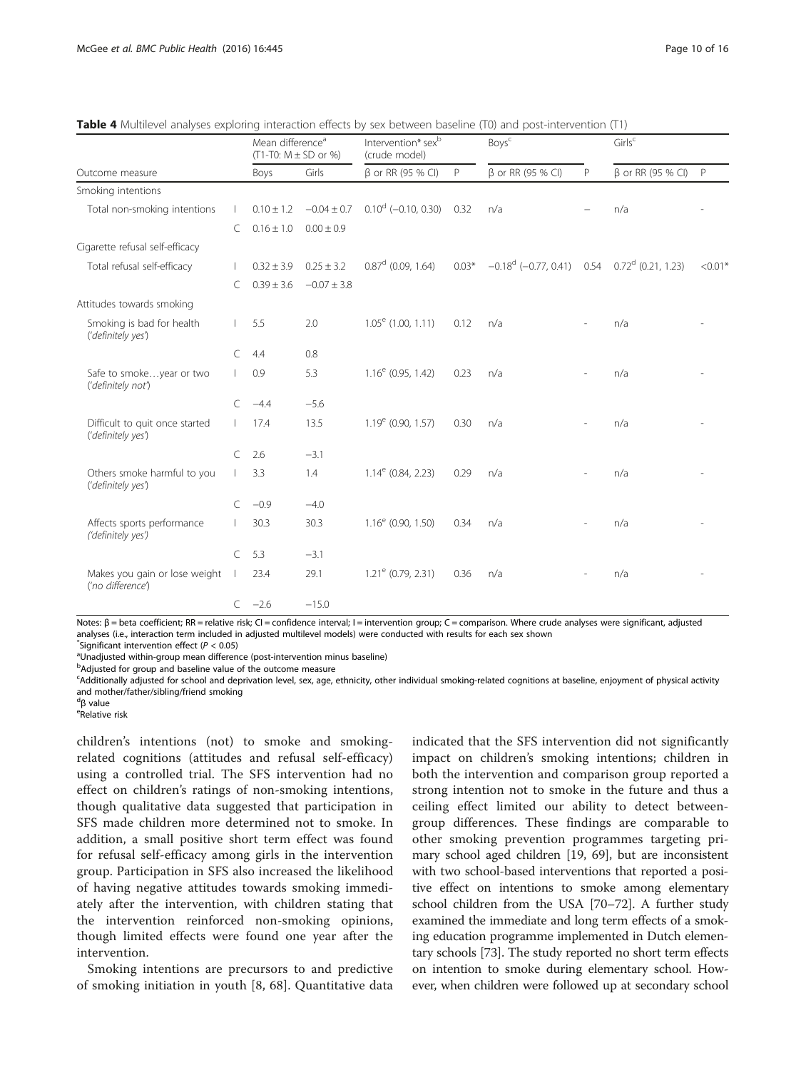**Table 4** Multilevel analyses exploring interaction effects by sex between baseline (T0) and post-intervention (T1)

| Outcome measure | | Mean difference[a] (T1-T0: M ± SD or %) | | Intervention* sex[b] (crude model) | | Boys[c] | | Girls[c] | |
|---|---|---|---|---|---|---|---|---|---|
| | | Boys | Girls | β or RR (95 % CI) | P | β or RR (95 % CI) | P | β or RR (95 % CI) | P |
| Smoking intentions | | | | | | | | | |
| Total non-smoking intentions | I | 0.10 ± 1.2 | −0.04 ± 0.7 | 0.10[d] (−0.10, 0.30) | 0.32 | n/a | – | n/a | - |
| | C | 0.16 ± 1.0 | 0.00 ± 0.9 | | | | | | |
| Cigarette refusal self-efficacy | | | | | | | | | |
| Total refusal self-efficacy | I | 0.32 ± 3.9 | 0.25 ± 3.2 | 0.87[d] (0.09, 1.64) | 0.03* | −0.18[d] (−0.77, 0.41) | 0.54 | 0.72[d] (0.21, 1.23) | <0.01* |
| | C | 0.39 ± 3.6 | −0.07 ± 3.8 | | | | | | |
| Attitudes towards smoking | | | | | | | | | |
| Smoking is bad for health ('*definitely yes*') | I | 5.5 | 2.0 | 1.05[e] (1.00, 1.11) | 0.12 | n/a | - | n/a | - |
| | C | 4.4 | 0.8 | | | | | | |
| Safe to smoke…year or two ('*definitely not*') | I | 0.9 | 5.3 | 1.16[e] (0.95, 1.42) | 0.23 | n/a | - | n/a | - |
| | C | −4.4 | −5.6 | | | | | | |
| Difficult to quit once started ('*definitely yes*') | I | 17.4 | 13.5 | 1.19[e] (0.90, 1.57) | 0.30 | n/a | - | n/a | - |
| | C | 2.6 | −3.1 | | | | | | |
| Others smoke harmful to you ('*definitely yes*') | I | 3.3 | 1.4 | 1.14[e] (0.84, 2.23) | 0.29 | n/a | - | n/a | - |
| | C | −0.9 | −4.0 | | | | | | |
| Affects sports performance ('*definitely yes*') | I | 30.3 | 30.3 | 1.16[e] (0.90, 1.50) | 0.34 | n/a | - | n/a | - |
| | C | 5.3 | −3.1 | | | | | | |
| Makes you gain or lose weight ('*no difference*') | I | 23.4 | 29.1 | 1.21[e] (0.79, 2.31) | 0.36 | n/a | - | n/a | - |
| | C | −2.6 | −15.0 | | | | | | |

Notes: β = beta coefficient; RR = relative risk; CI = confidence interval; I = intervention group; C = comparison. Where crude analyses were significant, adjusted analyses (i.e., interaction term included in adjusted multilevel models) were conducted with results for each sex shown

*Significant intervention effect ($P < 0.05$)

[a]Unadjusted within-group mean difference (post-intervention minus baseline)

[b]Adjusted for group and baseline value of the outcome measure

[c]Additionally adjusted for school and deprivation level, sex, age, ethnicity, other individual smoking-related cognitions at baseline, enjoyment of physical activity and mother/father/sibling/friend smoking

[d]β value

[e]Relative risk

children's intentions (not) to smoke and smoking-related cognitions (attitudes and refusal self-efficacy) using a controlled trial. The SFS intervention had no effect on children's ratings of non-smoking intentions, though qualitative data suggested that participation in SFS made children more determined not to smoke. In addition, a small positive short term effect was found for refusal self-efficacy among girls in the intervention group. Participation in SFS also increased the likelihood of having negative attitudes towards smoking immediately after the intervention, with children stating that the intervention reinforced non-smoking opinions, though limited effects were found one year after the intervention.

Smoking intentions are precursors to and predictive of smoking initiation in youth [8, 68]. Quantitative data indicated that the SFS intervention did not significantly impact on children's smoking intentions; children in both the intervention and comparison group reported a strong intention not to smoke in the future and thus a ceiling effect limited our ability to detect between-group differences. These findings are comparable to other smoking prevention programmes targeting primary school aged children [19, 69], but are inconsistent with two school-based interventions that reported a positive effect on intentions to smoke among elementary school children from the USA [70–72]. A further study examined the immediate and long term effects of a smoking education programme implemented in Dutch elementary schools [73]. The study reported no short term effects on intention to smoke during elementary school. However, when children were followed up at secondary school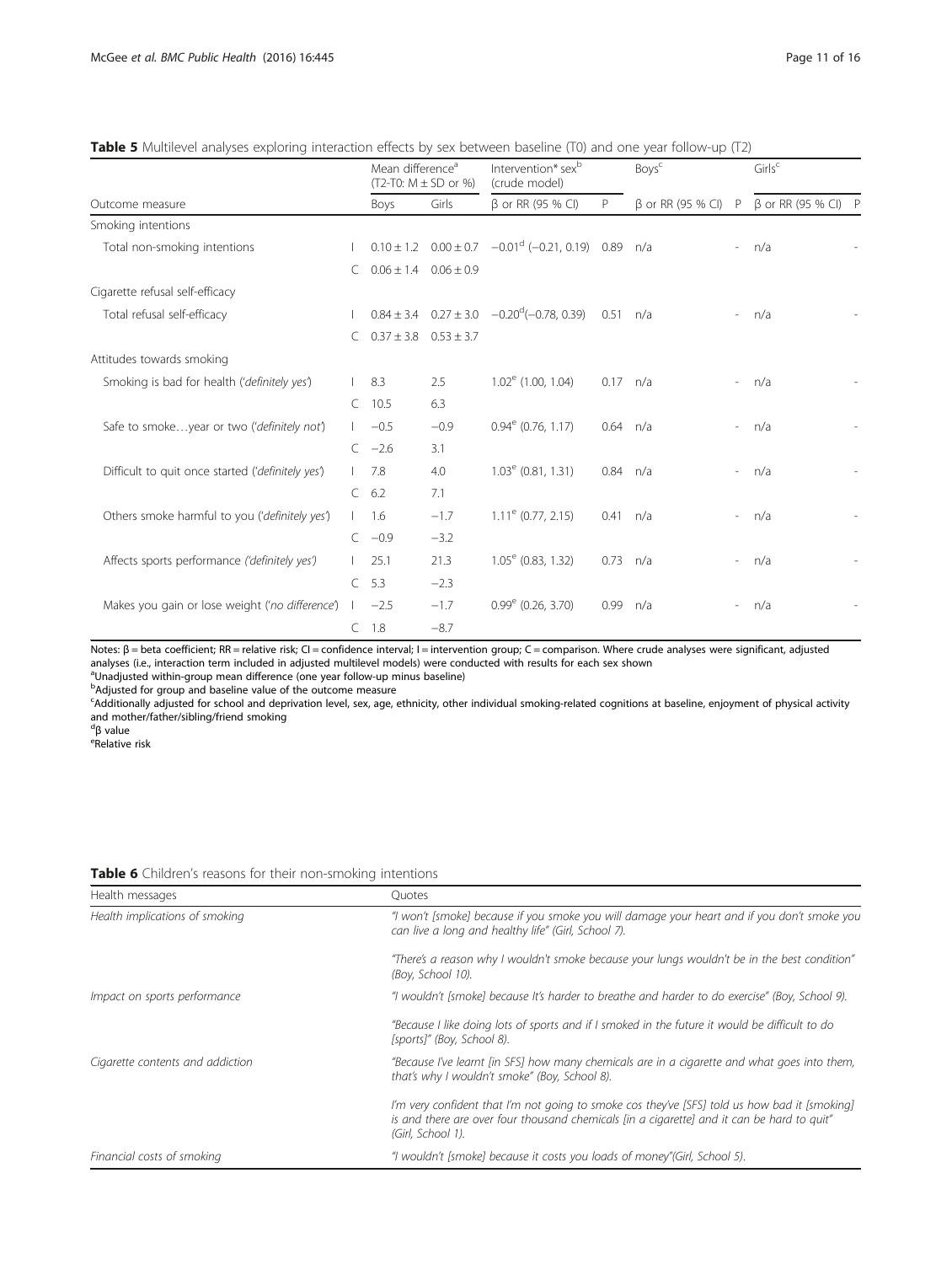**Table 5** Multilevel analyses exploring interaction effects by sex between baseline (T0) and one year follow-up (T2)

| Outcome measure | | Mean difference[a] (T2-T0: M ± SD or %) | | Intervention* sex[b] (crude model) | | Boys[c] | | Girls[c] | |
|---|---|---|---|---|---|---|---|---|---|
| | | Boys | Girls | β or RR (95 % CI) | P | β or RR (95 % CI) | P | β or RR (95 % CI) | P |
| Smoking intentions | | | | | | | | | |
| Total non-smoking intentions | I | 0.10 ± 1.2 | 0.00 ± 0.7 | −0.01[d] (−0.21, 0.19) | 0.89 | n/a | - | n/a | - |
| | C | 0.06 ± 1.4 | 0.06 ± 0.9 | | | | | | |
| Cigarette refusal self-efficacy | | | | | | | | | |
| Total refusal self-efficacy | I | 0.84 ± 3.4 | 0.27 ± 3.0 | −0.20[d](−0.78, 0.39) | 0.51 | n/a | - | n/a | - |
| | C | 0.37 ± 3.8 | 0.53 ± 3.7 | | | | | | |
| Attitudes towards smoking | | | | | | | | | |
| Smoking is bad for health (*'definitely yes'*) | I | 8.3 | 2.5 | 1.02[e] (1.00, 1.04) | 0.17 | n/a | - | n/a | - |
| | C | 10.5 | 6.3 | | | | | | |
| Safe to smoke…year or two (*'definitely not'*) | I | −0.5 | −0.9 | 0.94[e] (0.76, 1.17) | 0.64 | n/a | - | n/a | - |
| | C | −2.6 | 3.1 | | | | | | |
| Difficult to quit once started (*'definitely yes'*) | I | 7.8 | 4.0 | 1.03[e] (0.81, 1.31) | 0.84 | n/a | - | n/a | - |
| | C | 6.2 | 7.1 | | | | | | |
| Others smoke harmful to you (*'definitely yes'*) | I | 1.6 | −1.7 | 1.11[e] (0.77, 2.15) | 0.41 | n/a | - | n/a | - |
| | C | −0.9 | −3.2 | | | | | | |
| Affects sports performance *('definitely yes')* | I | 25.1 | 21.3 | 1.05[e] (0.83, 1.32) | 0.73 | n/a | - | n/a | - |
| | C | 5.3 | −2.3 | | | | | | |
| Makes you gain or lose weight (*'no difference'*) | I | −2.5 | −1.7 | 0.99[e] (0.26, 3.70) | 0.99 | n/a | - | n/a | - |
| | C | 1.8 | −8.7 | | | | | | |

Notes: β = beta coefficient; RR = relative risk; CI = confidence interval; I = intervention group; C = comparison. Where crude analyses were significant, adjusted analyses (i.e., interaction term included in adjusted multilevel models) were conducted with results for each sex shown
[a]Unadjusted within-group mean difference (one year follow-up minus baseline)
[b]Adjusted for group and baseline value of the outcome measure
[c]Additionally adjusted for school and deprivation level, sex, age, ethnicity, other individual smoking-related cognitions at baseline, enjoyment of physical activity and mother/father/sibling/friend smoking
[d]β value
[e]Relative risk

**Table 6** Children's reasons for their non-smoking intentions

| Health messages | Quotes |
|---|---|
| *Health implications of smoking* | *"I won't [smoke] because if you smoke you will damage your heart and if you don't smoke you can live a long and healthy life" (Girl, School 7).* |
| | *"There's a reason why I wouldn't smoke because your lungs wouldn't be in the best condition" (Boy, School 10).* |
| *Impact on sports performance* | *"I wouldn't [smoke] because It's harder to breathe and harder to do exercise" (Boy, School 9).* |
| | *"Because I like doing lots of sports and if I smoked in the future it would be difficult to do [sports]" (Boy, School 8).* |
| *Cigarette contents and addiction* | *"Because I've learnt [in SFS] how many chemicals are in a cigarette and what goes into them, that's why I wouldn't smoke" (Boy, School 8).* |
| | *I'm very confident that I'm not going to smoke cos they've [SFS] told us how bad it [smoking] is and there are over four thousand chemicals [in a cigarette] and it can be hard to quit" (Girl, School 1).* |
| *Financial costs of smoking* | *"I wouldn't [smoke] because it costs you loads of money"(Girl, School 5).* |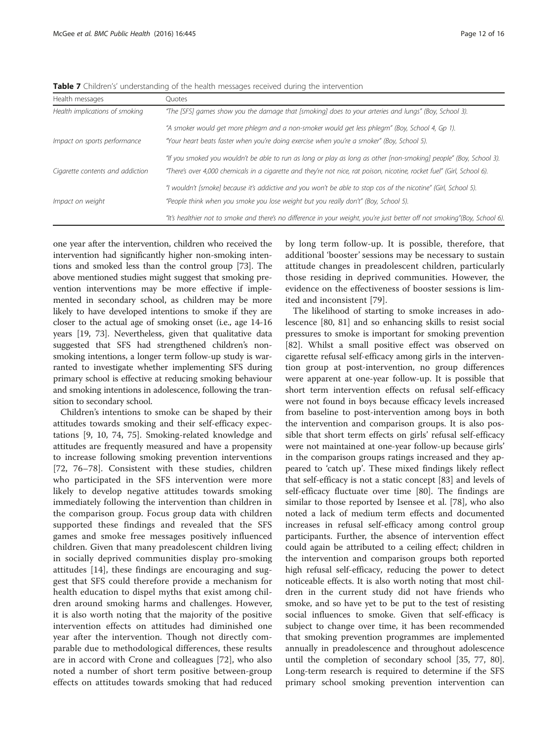**Table 7** Children's' understanding of the health messages received during the intervention

| Health messages | Quotes |
|---|---|
| *Health implications of smoking* | *"The [SFS] games show you the damage that [smoking] does to your arteries and lungs" (Boy, School 3).* |
| | *"A smoker would get more phlegm and a non-smoker would get less phlegm" (Boy, School 4, Gp 1).* |
| *Impact on sports performance* | *"Your heart beats faster when you're doing exercise when you're a smoker" (Boy, School 5).* |
| | *"If you smoked you wouldn't be able to run as long or play as long as other [non-smoking] people" (Boy, School 3).* |
| *Cigarette contents and addiction* | *"There's over 4,000 chemicals in a cigarette and they're not nice, rat poison, nicotine, rocket fuel" (Girl, School 6).* |
| | *"I wouldn't [smoke] because it's addictive and you won't be able to stop cos of the nicotine" (Girl, School 5).* |
| *Impact on weight* | *"People think when you smoke you lose weight but you really don't" (Boy, School 5).* |
| | *"It's healthier not to smoke and there's no difference in your weight, you're just better off not smoking"(Boy, School 6).* |

one year after the intervention, children who received the intervention had significantly higher non-smoking intentions and smoked less than the control group [73]. The above mentioned studies might suggest that smoking prevention interventions may be more effective if implemented in secondary school, as children may be more likely to have developed intentions to smoke if they are closer to the actual age of smoking onset (i.e., age 14-16 years [19, 73]. Nevertheless, given that qualitative data suggested that SFS had strengthened children's non-smoking intentions, a longer term follow-up study is warranted to investigate whether implementing SFS during primary school is effective at reducing smoking behaviour and smoking intentions in adolescence, following the transition to secondary school.

Children's intentions to smoke can be shaped by their attitudes towards smoking and their self-efficacy expectations [9, 10, 74, 75]. Smoking-related knowledge and attitudes are frequently measured and have a propensity to increase following smoking prevention interventions [72, 76–78]. Consistent with these studies, children who participated in the SFS intervention were more likely to develop negative attitudes towards smoking immediately following the intervention than children in the comparison group. Focus group data with children supported these findings and revealed that the SFS games and smoke free messages positively influenced children. Given that many preadolescent children living in socially deprived communities display pro-smoking attitudes [14], these findings are encouraging and suggest that SFS could therefore provide a mechanism for health education to dispel myths that exist among children around smoking harms and challenges. However, it is also worth noting that the majority of the positive intervention effects on attitudes had diminished one year after the intervention. Though not directly comparable due to methodological differences, these results are in accord with Crone and colleagues [72], who also noted a number of short term positive between-group effects on attitudes towards smoking that had reduced by long term follow-up. It is possible, therefore, that additional 'booster' sessions may be necessary to sustain attitude changes in preadolescent children, particularly those residing in deprived communities. However, the evidence on the effectiveness of booster sessions is limited and inconsistent [79].

The likelihood of starting to smoke increases in adolescence [80, 81] and so enhancing skills to resist social pressures to smoke is important for smoking prevention [82]. Whilst a small positive effect was observed on cigarette refusal self-efficacy among girls in the intervention group at post-intervention, no group differences were apparent at one-year follow-up. It is possible that short term intervention effects on refusal self-efficacy were not found in boys because efficacy levels increased from baseline to post-intervention among boys in both the intervention and comparison groups. It is also possible that short term effects on girls' refusal self-efficacy were not maintained at one-year follow-up because girls' in the comparison groups ratings increased and they appeared to 'catch up'. These mixed findings likely reflect that self-efficacy is not a static concept [83] and levels of self-efficacy fluctuate over time [80]. The findings are similar to those reported by Isensee et al. [78], who also noted a lack of medium term effects and documented increases in refusal self-efficacy among control group participants. Further, the absence of intervention effect could again be attributed to a ceiling effect; children in the intervention and comparison groups both reported high refusal self-efficacy, reducing the power to detect noticeable effects. It is also worth noting that most children in the current study did not have friends who smoke, and so have yet to be put to the test of resisting social influences to smoke. Given that self-efficacy is subject to change over time, it has been recommended that smoking prevention programmes are implemented annually in preadolescence and throughout adolescence until the completion of secondary school [35, 77, 80]. Long-term research is required to determine if the SFS primary school smoking prevention intervention can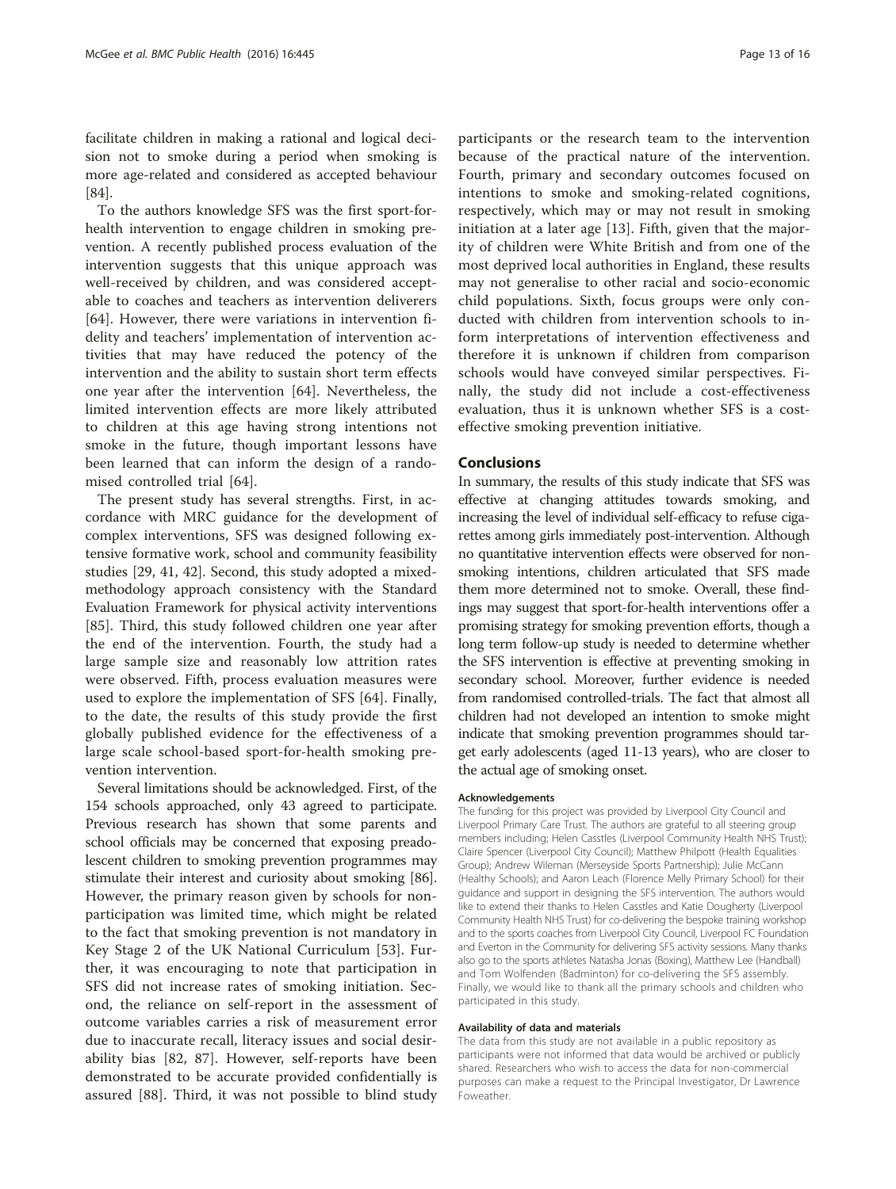facilitate children in making a rational and logical decision not to smoke during a period when smoking is more age-related and considered as accepted behaviour [84].

To the authors knowledge SFS was the first sport-for-health intervention to engage children in smoking prevention. A recently published process evaluation of the intervention suggests that this unique approach was well-received by children, and was considered acceptable to coaches and teachers as intervention deliverers [64]. However, there were variations in intervention fidelity and teachers' implementation of intervention activities that may have reduced the potency of the intervention and the ability to sustain short term effects one year after the intervention [64]. Nevertheless, the limited intervention effects are more likely attributed to children at this age having strong intentions not smoke in the future, though important lessons have been learned that can inform the design of a randomised controlled trial [64].

The present study has several strengths. First, in accordance with MRC guidance for the development of complex interventions, SFS was designed following extensive formative work, school and community feasibility studies [29, 41, 42]. Second, this study adopted a mixed-methodology approach consistency with the Standard Evaluation Framework for physical activity interventions [85]. Third, this study followed children one year after the end of the intervention. Fourth, the study had a large sample size and reasonably low attrition rates were observed. Fifth, process evaluation measures were used to explore the implementation of SFS [64]. Finally, to the date, the results of this study provide the first globally published evidence for the effectiveness of a large scale school-based sport-for-health smoking prevention intervention.

Several limitations should be acknowledged. First, of the 154 schools approached, only 43 agreed to participate. Previous research has shown that some parents and school officials may be concerned that exposing preadolescent children to smoking prevention programmes may stimulate their interest and curiosity about smoking [86]. However, the primary reason given by schools for non-participation was limited time, which might be related to the fact that smoking prevention is not mandatory in Key Stage 2 of the UK National Curriculum [53]. Further, it was encouraging to note that participation in SFS did not increase rates of smoking initiation. Second, the reliance on self-report in the assessment of outcome variables carries a risk of measurement error due to inaccurate recall, literacy issues and social desirability bias [82, 87]. However, self-reports have been demonstrated to be accurate provided confidentially is assured [88]. Third, it was not possible to blind study participants or the research team to the intervention because of the practical nature of the intervention. Fourth, primary and secondary outcomes focused on intentions to smoke and smoking-related cognitions, respectively, which may or may not result in smoking initiation at a later age [13]. Fifth, given that the majority of children were White British and from one of the most deprived local authorities in England, these results may not generalise to other racial and socio-economic child populations. Sixth, focus groups were only conducted with children from intervention schools to inform interpretations of intervention effectiveness and therefore it is unknown if children from comparison schools would have conveyed similar perspectives. Finally, the study did not include a cost-effectiveness evaluation, thus it is unknown whether SFS is a cost-effective smoking prevention initiative.

## Conclusions

In summary, the results of this study indicate that SFS was effective at changing attitudes towards smoking, and increasing the level of individual self-efficacy to refuse cigarettes among girls immediately post-intervention. Although no quantitative intervention effects were observed for non-smoking intentions, children articulated that SFS made them more determined not to smoke. Overall, these findings may suggest that sport-for-health interventions offer a promising strategy for smoking prevention efforts, though a long term follow-up study is needed to determine whether the SFS intervention is effective at preventing smoking in secondary school. Moreover, further evidence is needed from randomised controlled-trials. The fact that almost all children had not developed an intention to smoke might indicate that smoking prevention programmes should target early adolescents (aged 11-13 years), who are closer to the actual age of smoking onset.

#### Acknowledgements

The funding for this project was provided by Liverpool City Council and Liverpool Primary Care Trust. The authors are grateful to all steering group members including; Helen Casstles (Liverpool Community Health NHS Trust); Claire Spencer (Liverpool City Council); Matthew Philpott (Health Equalities Group); Andrew Wileman (Merseyside Sports Partnership); Julie McCann (Healthy Schools); and Aaron Leach (Florence Melly Primary School) for their guidance and support in designing the SFS intervention. The authors would like to extend their thanks to Helen Casstles and Katie Dougherty (Liverpool Community Health NHS Trust) for co-delivering the bespoke training workshop and to the sports coaches from Liverpool City Council, Liverpool FC Foundation and Everton in the Community for delivering SFS activity sessions. Many thanks also go to the sports athletes Natasha Jonas (Boxing), Matthew Lee (Handball) and Tom Wolfenden (Badminton) for co-delivering the SFS assembly. Finally, we would like to thank all the primary schools and children who participated in this study.

#### Availability of data and materials

The data from this study are not available in a public repository as participants were not informed that data would be archived or publicly shared. Researchers who wish to access the data for non-commercial purposes can make a request to the Principal Investigator, Dr Lawrence Foweather.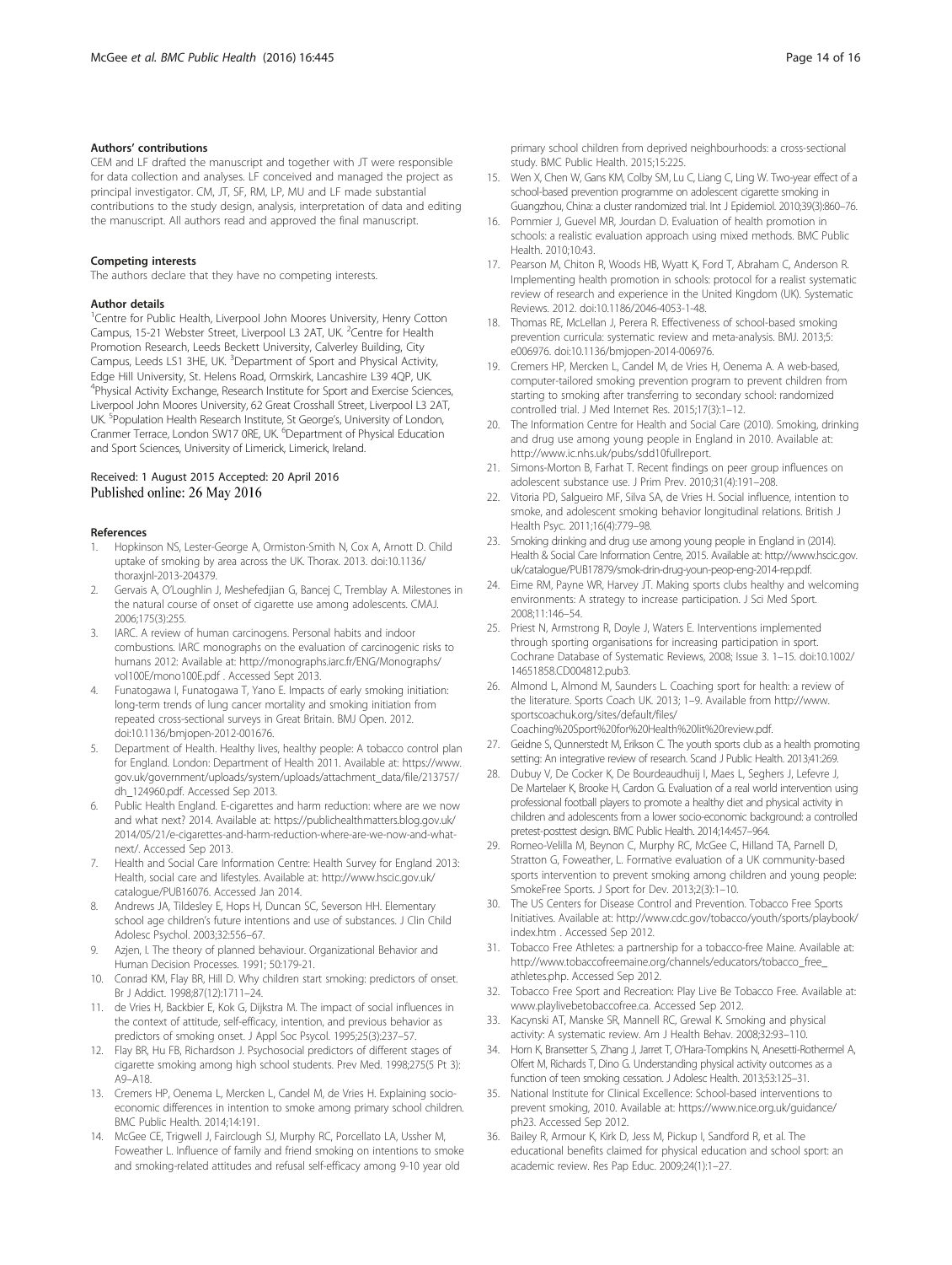#### Authors' contributions

CEM and LF drafted the manuscript and together with JT were responsible for data collection and analyses. LF conceived and managed the project as principal investigator. CM, JT, SF, RM, LP, MU and LF made substantial contributions to the study design, analysis, interpretation of data and editing the manuscript. All authors read and approved the final manuscript.

#### Competing interests

The authors declare that they have no competing interests.

#### Author details

[1]Centre for Public Health, Liverpool John Moores University, Henry Cotton Campus, 15-21 Webster Street, Liverpool L3 2AT, UK. [2]Centre for Health Promotion Research, Leeds Beckett University, Calverley Building, City Campus, Leeds LS1 3HE, UK. [3]Department of Sport and Physical Activity, Edge Hill University, St. Helens Road, Ormskirk, Lancashire L39 4QP, UK. [4]Physical Activity Exchange, Research Institute for Sport and Exercise Sciences, Liverpool John Moores University, 62 Great Crosshall Street, Liverpool L3 2AT, UK. [5]Population Health Research Institute, St George's, University of London, Cranmer Terrace, London SW17 0RE, UK. [6]Department of Physical Education and Sport Sciences, University of Limerick, Limerick, Ireland.

Received: 1 August 2015 Accepted: 20 April 2016
Published online: 26 May 2016

#### References

1. Hopkinson NS, Lester-George A, Ormiston-Smith N, Cox A, Arnott D. Child uptake of smoking by area across the UK. Thorax. 2013. doi:10.1136/thoraxjnl-2013-204379.
2. Gervais A, O'Loughlin J, Meshefedjian G, Bancej C, Tremblay A. Milestones in the natural course of onset of cigarette use among adolescents. CMAJ. 2006;175(3):255.
3. IARC. A review of human carcinogens. Personal habits and indoor combustions. IARC monographs on the evaluation of carcinogenic risks to humans 2012: Available at: http://monographs.iarc.fr/ENG/Monographs/vol100E/mono100E.pdf . Accessed Sept 2013.
4. Funatogawa I, Funatogawa T, Yano E. Impacts of early smoking initiation: long-term trends of lung cancer mortality and smoking initiation from repeated cross-sectional surveys in Great Britain. BMJ Open. 2012. doi:10.1136/bmjopen-2012-001676.
5. Department of Health. Healthy lives, healthy people: A tobacco control plan for England. London: Department of Health 2011. Available at: https://www.gov.uk/government/uploads/system/uploads/attachment_data/file/213757/dh_124960.pdf. Accessed Sep 2013.
6. Public Health England. E-cigarettes and harm reduction: where are we now and what next? 2014. Available at: https://publichealthmatters.blog.gov.uk/2014/05/21/e-cigarettes-and-harm-reduction-where-are-we-now-and-what-next/. Accessed Sep 2013.
7. Health and Social Care Information Centre: Health Survey for England 2013: Health, social care and lifestyles. Available at: http://www.hscic.gov.uk/catalogue/PUB16076. Accessed Jan 2014.
8. Andrews JA, Tildesley E, Hops H, Duncan SC, Severson HH. Elementary school age children's future intentions and use of substances. J Clin Child Adolesc Psychol. 2003;32:556–67.
9. Azjen, I. The theory of planned behaviour. Organizational Behavior and Human Decision Processes. 1991; 50:179-21.
10. Conrad KM, Flay BR, Hill D. Why children start smoking: predictors of onset. Br J Addict. 1998;87(12):1711–24.
11. de Vries H, Backbier E, Kok G, Dijkstra M. The impact of social influences in the context of attitude, self-efficacy, intention, and previous behavior as predictors of smoking onset. J Appl Soc Psycol. 1995;25(3):237–57.
12. Flay BR, Hu FB, Richardson J. Psychosocial predictors of different stages of cigarette smoking among high school students. Prev Med. 1998;275(5 Pt 3):A9–A18.
13. Cremers HP, Oenema L, Mercken L, Candel M, de Vries H. Explaining socio-economic differences in intention to smoke among primary school children. BMC Public Health. 2014;14:191.
14. McGee CE, Trigwell J, Fairclough SJ, Murphy RC, Porcellato LA, Ussher M, Foweather L. Influence of family and friend smoking on intentions to smoke and smoking-related attitudes and refusal self-efficacy among 9-10 year old primary school children from deprived neighbourhoods: a cross-sectional study. BMC Public Health. 2015;15:225.
15. Wen X, Chen W, Gans KM, Colby SM, Lu C, Liang C, Ling W. Two-year effect of a school-based prevention programme on adolescent cigarette smoking in Guangzhou, China: a cluster randomized trial. Int J Epidemiol. 2010;39(3):860–76.
16. Pommier J, Guevel MR, Jourdan D. Evaluation of health promotion in schools: a realistic evaluation approach using mixed methods. BMC Public Health. 2010;10:43.
17. Pearson M, Chiton R, Woods HB, Wyatt K, Ford T, Abraham C, Anderson R. Implementing health promotion in schools: protocol for a realist systematic review of research and experience in the United Kingdom (UK). Systematic Reviews. 2012. doi:10.1186/2046-4053-1-48.
18. Thomas RE, McLellan J, Perera R. Effectiveness of school-based smoking prevention curricula: systematic review and meta-analysis. BMJ. 2013;5:e006976. doi:10.1136/bmjopen-2014-006976.
19. Cremers HP, Mercken L, Candel M, de Vries H, Oenema A. A web-based, computer-tailored smoking prevention program to prevent children from starting to smoking after transferring to secondary school: randomized controlled trial. J Med Internet Res. 2015;17(3):1–12.
20. The Information Centre for Health and Social Care (2010). Smoking, drinking and drug use among young people in England in 2010. Available at: http://www.ic.nhs.uk/pubs/sdd10fullreport.
21. Simons-Morton B, Farhat T. Recent findings on peer group influences on adolescent substance use. J Prim Prev. 2010;31(4):191–208.
22. Vitoria PD, Salgueiro MF, Silva SA, de Vries H. Social influence, intention to smoke, and adolescent smoking behavior longitudinal relations. British J Health Psyc. 2011;16(4):779–98.
23. Smoking drinking and drug use among young people in England in (2014). Health & Social Care Information Centre, 2015. Available at: http://www.hscic.gov.uk/catalogue/PUB17879/smok-drin-drug-youn-peop-eng-2014-rep.pdf.
24. Eime RM, Payne WR, Harvey JT. Making sports clubs healthy and welcoming environments: A strategy to increase participation. J Sci Med Sport. 2008;11:146–54.
25. Priest N, Armstrong R, Doyle J, Waters E. Interventions implemented through sporting organisations for increasing participation in sport. Cochrane Database of Systematic Reviews, 2008; Issue 3. 1–15. doi:10.1002/14651858.CD004812.pub3.
26. Almond L, Almond M, Saunders L. Coaching sport for health: a review of the literature. Sports Coach UK. 2013; 1–9. Available from http://www.sportscoachuk.org/sites/default/files/Coaching%20Sport%20for%20Health%20lit%20review.pdf.
27. Geidne S, Qunnerstedt M, Erikson C. The youth sports club as a health promoting setting: An integrative review of research. Scand J Public Health. 2013;41:269.
28. Dubuy V, De Cocker K, De Bourdeaudhuij I, Maes L, Seghers J, Lefevre J, De Martelaer K, Brooke H, Cardon G. Evaluation of a real world intervention using professional football players to promote a healthy diet and physical activity in children and adolescents from a lower socio-economic background: a controlled pretest-posttest design. BMC Public Health. 2014;14:457–964.
29. Romeo-Velilla M, Beynon C, Murphy RC, McGee C, Hilland TA, Parnell D, Stratton G, Foweather, L. Formative evaluation of a UK community-based sports intervention to prevent smoking among children and young people: SmokeFree Sports. J Sport for Dev. 2013;2(3):1–10.
30. The US Centers for Disease Control and Prevention. Tobacco Free Sports Initiatives. Available at: http://www.cdc.gov/tobacco/youth/sports/playbook/index.htm . Accessed Sep 2012.
31. Tobacco Free Athletes: a partnership for a tobacco-free Maine. Available at: http://www.tobaccofreemaine.org/channels/educators/tobacco_free_athletes.php. Accessed Sep 2012.
32. Tobacco Free Sport and Recreation: Play Live Be Tobacco Free. Available at: www.playlivebetobaccofree.ca. Accessed Sep 2012.
33. Kacynski AT, Manske SR, Mannell RC, Grewal K. Smoking and physical activity: A systematic review. Am J Health Behav. 2008;32:93–110.
34. Horn K, Bransetter S, Zhang J, Jarret T, O'Hara-Tompkins N, Anesetti-Rothermel A, Olfert M, Richards T, Dino G. Understanding physical activity outcomes as a function of teen smoking cessation. J Adolesc Health. 2013;53:125–31.
35. National Institute for Clinical Excellence: School-based interventions to prevent smoking, 2010. Available at: https://www.nice.org.uk/guidance/ph23. Accessed Sep 2012.
36. Bailey R, Armour K, Kirk D, Jess M, Pickup I, Sandford R, et al. The educational benefits claimed for physical education and school sport: an academic review. Res Pap Educ. 2009;24(1):1–27.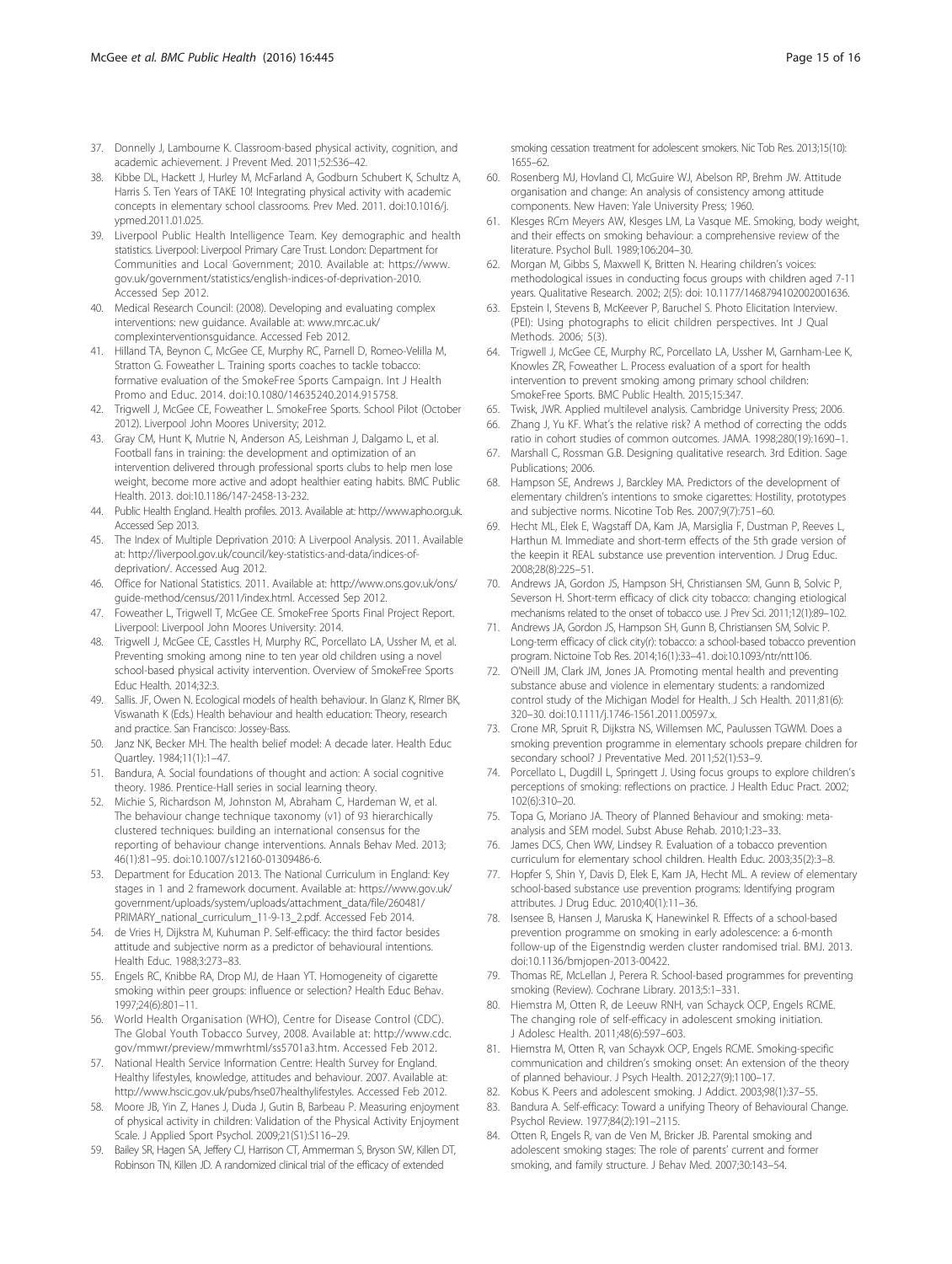37. Donnelly J, Lambourne K. Classroom-based physical activity, cognition, and academic achievement. J Prevent Med. 2011;52:S36–42.
38. Kibbe DL, Hackett J, Hurley M, McFarland A, Godburn Schubert K, Schultz A, Harris S. Ten Years of TAKE 10! Integrating physical activity with academic concepts in elementary school classrooms. Prev Med. 2011. doi:10.1016/j.ypmed.2011.01.025.
39. Liverpool Public Health Intelligence Team. Key demographic and health statistics. Liverpool: Liverpool Primary Care Trust. London: Department for Communities and Local Government; 2010. Available at: https://www.gov.uk/government/statistics/english-indices-of-deprivation-2010. Accessed Sep 2012.
40. Medical Research Council: (2008). Developing and evaluating complex interventions: new guidance. Available at: www.mrc.ac.uk/complexinterventionsguidance. Accessed Feb 2012.
41. Hilland TA, Beynon C, McGee CE, Murphy RC, Parnell D, Romeo-Velilla M, Stratton G. Foweather L. Training sports coaches to tackle tobacco: formative evaluation of the SmokeFree Sports Campaign. Int J Health Promo and Educ. 2014. doi:10.1080/14635240.2014.915758.
42. Trigwell J, McGee CE, Foweather L. SmokeFree Sports. School Pilot (October 2012). Liverpool John Moores University; 2012.
43. Gray CM, Hunt K, Mutrie N, Anderson AS, Leishman J, Dalgamo L, et al. Football fans in training: the development and optimization of an intervention delivered through professional sports clubs to help men lose weight, become more active and adopt healthier eating habits. BMC Public Health. 2013. doi:10.1186/147-2458-13-232.
44. Public Health England. Health profiles. 2013. Available at: http://www.apho.org.uk. Accessed Sep 2013.
45. The Index of Multiple Deprivation 2010: A Liverpool Analysis. 2011. Available at: http://liverpool.gov.uk/council/key-statistics-and-data/indices-of-deprivation/. Accessed Aug 2012.
46. Office for National Statistics. 2011. Available at: http://www.ons.gov.uk/ons/guide-method/census/2011/index.html. Accessed Sep 2012.
47. Foweather L, Trigwell T, McGee CE. SmokeFree Sports Final Project Report. Liverpool: Liverpool John Moores University: 2014.
48. Trigwell J, McGee CE, Casstles H, Murphy RC, Porcellato LA, Ussher M, et al. Preventing smoking among nine to ten year old children using a novel school-based physical activity intervention. Overview of SmokeFree Sports Educ Health. 2014;32:3.
49. Sallis. JF, Owen N. Ecological models of health behaviour. In Glanz K, Rlmer BK, Viswanath K (Eds.) Health behaviour and health education: Theory, research and practice. San Francisco: Jossey-Bass.
50. Janz NK, Becker MH. The health belief model: A decade later. Health Educ Quartley. 1984;11(1):1–47.
51. Bandura, A. Social foundations of thought and action: A social cognitive theory. 1986. Prentice-Hall series in social learning theory.
52. Michie S, Richardson M, Johnston M, Abraham C, Hardeman W, et al. The behaviour change technique taxonomy (v1) of 93 hierarchically clustered techniques: building an international consensus for the reporting of behaviour change interventions. Annals Behav Med. 2013; 46(1):81–95. doi:10.1007/s12160-01309486-6.
53. Department for Education 2013. The National Curriculum in England: Key stages in 1 and 2 framework document. Available at: https://www.gov.uk/government/uploads/system/uploads/attachment_data/file/260481/PRIMARY_national_curriculum_11-9-13_2.pdf. Accessed Feb 2014.
54. de Vries H, Dijkstra M, Kuhuman P. Self-efficacy: the third factor besides attitude and subjective norm as a predictor of behavioural intentions. Health Educ. 1988;3:273–83.
55. Engels RC, Knibbe RA, Drop MJ, de Haan YT. Homogeneity of cigarette smoking within peer groups: influence or selection? Health Educ Behav. 1997;24(6):801–11.
56. World Health Organisation (WHO), Centre for Disease Control (CDC). The Global Youth Tobacco Survey, 2008. Available at: http://www.cdc.gov/mmwr/preview/mmwrhtml/ss5701a3.htm. Accessed Feb 2012.
57. National Health Service Information Centre: Health Survey for England. Healthy lifestyles, knowledge, attitudes and behaviour. 2007. Available at: http://www.hscic.gov.uk/pubs/hse07healthylifestyles. Accessed Feb 2012.
58. Moore JB, Yin Z, Hanes J, Duda J, Gutin B, Barbeau P. Measuring enjoyment of physical activity in children: Validation of the Physical Activity Enjoyment Scale. J Applied Sport Psychol. 2009;21(S1):S116–29.
59. Bailey SR, Hagen SA, Jeffery CJ, Harrison CT, Ammerman S, Bryson SW, Killen DT, Robinson TN, Killen JD. A randomized clinical trial of the efficacy of extended smoking cessation treatment for adolescent smokers. Nic Tob Res. 2013;15(10):1655–62.
60. Rosenberg MJ, Hovland CI, McGuire WJ, Abelson RP, Brehm JW. Attitude organisation and change: An analysis of consistency among attitude components. New Haven: Yale University Press; 1960.
61. Klesges RCm Meyers AW, Klesges LM, La Vasque ME. Smoking, body weight, and their effects on smoking behaviour: a comprehensive review of the literature. Psychol Bull. 1989;106:204–30.
62. Morgan M, Gibbs S, Maxwell K, Britten N. Hearing children's voices: methodological issues in conducting focus groups with children aged 7-11 years. Qualitative Research. 2002; 2(5): doi: 10.1177/1468794102002001636.
63. Epstein I, Stevens B, McKeever P, Baruchel S. Photo Elicitation Interview. (PEI): Using photographs to elicit children perspectives. Int J Qual Methods. 2006; 5(3).
64. Trigwell J, McGee CE, Murphy RC, Porcellato LA, Ussher M, Garnham-Lee K, Knowles ZR, Foweather L. Process evaluation of a sport for health intervention to prevent smoking among primary school children: SmokeFree Sports. BMC Public Health. 2015;15:347.
65. Twisk, JWR. Applied multilevel analysis. Cambridge University Press; 2006.
66. Zhang J, Yu KF. What's the relative risk? A method of correcting the odds ratio in cohort studies of common outcomes. JAMA. 1998;280(19):1690–1.
67. Marshall C, Rossman G.B. Designing qualitative research. 3rd Edition. Sage Publications; 2006.
68. Hampson SE, Andrews J, Barckley MA. Predictors of the development of elementary children's intentions to smoke cigarettes: Hostility, prototypes and subjective norms. Nicotine Tob Res. 2007;9(7):751–60.
69. Hecht ML, Elek E, Wagstaff DA, Kam JA, Marsiglia F, Dustman P, Reeves L, Harthun M. Immediate and short-term effects of the 5th grade version of the keepin it REAL substance use prevention intervention. J Drug Educ. 2008;28(8):225–51.
70. Andrews JA, Gordon JS, Hampson SH, Christiansen SM, Gunn B, Solvic P, Severson H. Short-term efficacy of click city tobacco: changing etiological mechanisms related to the onset of tobacco use. J Prev Sci. 2011;12(1):89–102.
71. Andrews JA, Gordon JS, Hampson SH, Gunn B, Christiansen SM, Solvic P. Long-term efficacy of click city(r): tobacco: a school-based tobacco prevention program. Nictoine Tob Res. 2014;16(1):33–41. doi:10.1093/ntr/ntt106.
72. O'Neill JM, Clark JM, Jones JA. Promoting mental health and preventing substance abuse and violence in elementary students: a randomized control study of the Michigan Model for Health. J Sch Health. 2011;81(6): 320–30. doi:10.1111/j.1746-1561.2011.00597.x.
73. Crone MR, Spruit R, Dijkstra NS, Willemsen MC, Paulussen TGWM. Does a smoking prevention programme in elementary schools prepare children for secondary school? J Preventative Med. 2011;52(1):53–9.
74. Porcellato L, Dugdill L, Springett J. Using focus groups to explore children's perceptions of smoking: reflections on practice. J Health Educ Pract. 2002; 102(6):310–20.
75. Topa G, Moriano JA. Theory of Planned Behaviour and smoking: meta-analysis and SEM model. Subst Abuse Rehab. 2010;1:23–33.
76. James DCS, Chen WW, Lindsey R. Evaluation of a tobacco prevention curriculum for elementary school children. Health Educ. 2003;35(2):3–8.
77. Hopfer S, Shin Y, Davis D, Elek E, Kam JA, Hecht ML. A review of elementary school-based substance use prevention programs: Identifying program attributes. J Drug Educ. 2010;40(1):11–36.
78. Isensee B, Hansen J, Maruska K, Hanewinkel R. Effects of a school-based prevention programme on smoking in early adolescence: a 6-month follow-up of the Eigenstndig werden cluster randomised trial. BMJ. 2013. doi:10.1136/bmjopen-2013-00422.
79. Thomas RE, McLellan J, Perera R. School-based programmes for preventing smoking (Review). Cochrane Library. 2013;5:1–331.
80. Hiemstra M, Otten R, de Leeuw RNH, van Schayck OCP, Engels RCME. The changing role of self-efficacy in adolescent smoking initiation. J Adolesc Health. 2011;48(6):597–603.
81. Hiemstra M, Otten R, van Schayxk OCP, Engels RCME. Smoking-specific communication and children's smoking onset: An extension of the theory of planned behaviour. J Psych Health. 2012;27(9):1100–17.
82. Kobus K. Peers and adolescent smoking. J Addict. 2003;98(1):37–55.
83. Bandura A. Self-efficacy: Toward a unifying Theory of Behavioural Change. Psychol Review. 1977;84(2):191–2115.
84. Otten R, Engels R, van de Ven M, Bricker JB. Parental smoking and adolescent smoking stages: The role of parents' current and former smoking, and family structure. J Behav Med. 2007;30:143–54.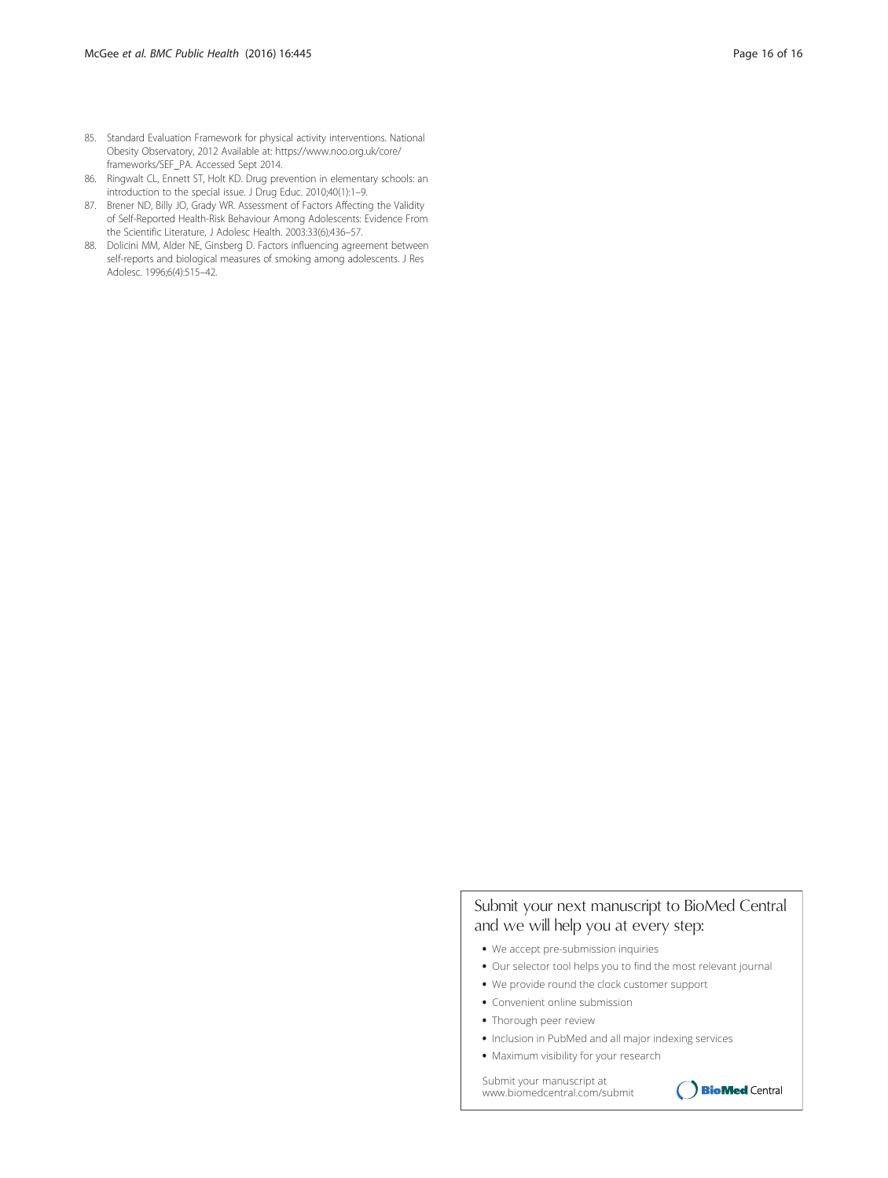85. Standard Evaluation Framework for physical activity interventions. National Obesity Observatory, 2012 Available at: https://www.noo.org.uk/core/frameworks/SEF_PA. Accessed Sept 2014.
86. Ringwalt CL, Ennett ST, Holt KD. Drug prevention in elementary schools: an introduction to the special issue. J Drug Educ. 2010;40(1):1–9.
87. Brener ND, Billy JO, Grady WR. Assessment of Factors Affecting the Validity of Self-Reported Health-Risk Behaviour Among Adolescents: Evidence From the Scientific Literature, J Adolesc Health. 2003:33(6);436–57.
88. Dolicini MM, Alder NE, Ginsberg D. Factors influencing agreement between self-reports and biological measures of smoking among adolescents. J Res Adolesc. 1996;6(4):515–42.

Submit your next manuscript to BioMed Central and we will help you at every step:

- We accept pre-submission inquiries
- Our selector tool helps you to find the most relevant journal
- We provide round the clock customer support
- Convenient online submission
- Thorough peer review
- Inclusion in PubMed and all major indexing services
- Maximum visibility for your research

Submit your manuscript at www.biomedcentral.com/submit

BioMed Central